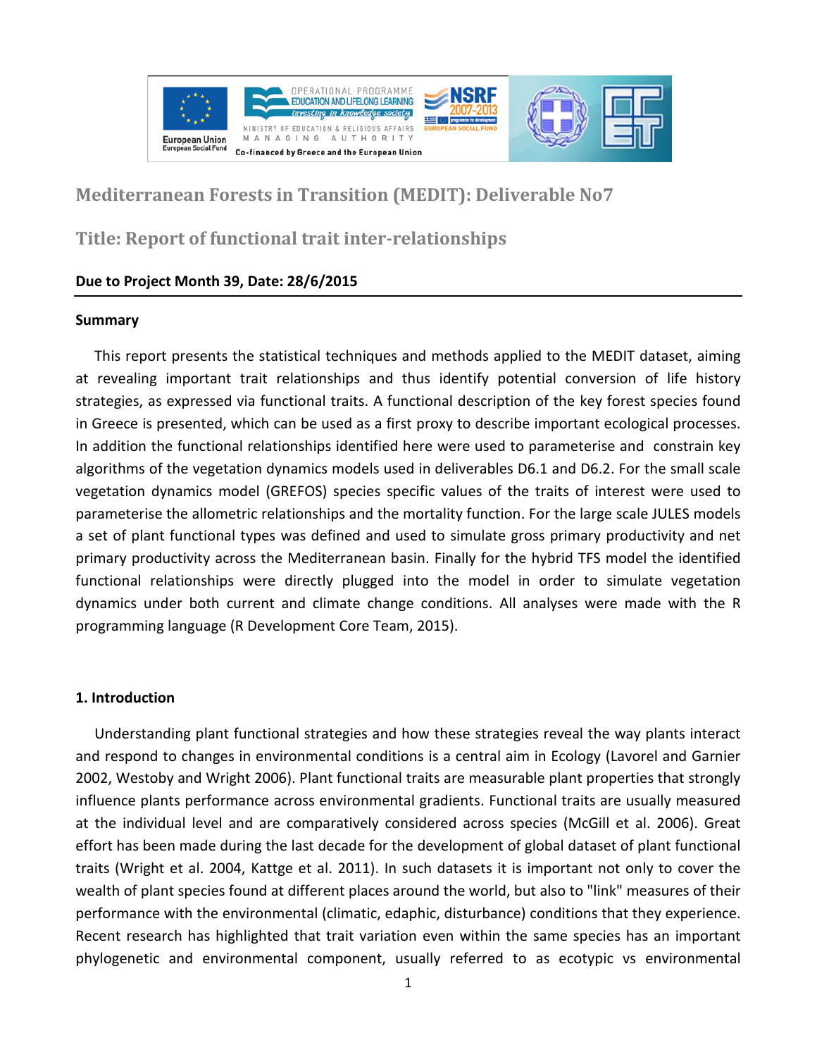# Mediterranean Forests in Transition (MEDIT): Deliverable No7

## Title: Report of functional trait inter-relationships

**Due to Project Month 39, Date: 28/6/2015**

**Summary**

This report presents the statistical techniques and methods applied to the MEDIT dataset, aiming at revealing important trait relationships and thus identify potential conversion of life history strategies, as expressed via functional traits. A functional description of the key forest species found in Greece is presented, which can be used as a first proxy to describe important ecological processes. In addition the functional relationships identified here were used to parameterise and constrain key algorithms of the vegetation dynamics models used in deliverables D6.1 and D6.2. For the small scale vegetation dynamics model (GREFOS) species specific values of the traits of interest were used to parameterise the allometric relationships and the mortality function. For the large scale JULES models a set of plant functional types was defined and used to simulate gross primary productivity and net primary productivity across the Mediterranean basin. Finally for the hybrid TFS model the identified functional relationships were directly plugged into the model in order to simulate vegetation dynamics under both current and climate change conditions. All analyses were made with the R programming language (R Development Core Team, 2015).

**1. Introduction**

Understanding plant functional strategies and how these strategies reveal the way plants interact and respond to changes in environmental conditions is a central aim in Ecology (Lavorel and Garnier 2002, Westoby and Wright 2006). Plant functional traits are measurable plant properties that strongly influence plants performance across environmental gradients. Functional traits are usually measured at the individual level and are comparatively considered across species (McGill et al. 2006). Great effort has been made during the last decade for the development of global dataset of plant functional traits (Wright et al. 2004, Kattge et al. 2011). In such datasets it is important not only to cover the wealth of plant species found at different places around the world, but also to "link" measures of their performance with the environmental (climatic, edaphic, disturbance) conditions that they experience. Recent research has highlighted that trait variation even within the same species has an important phylogenetic and environmental component, usually referred to as ecotypic vs environmental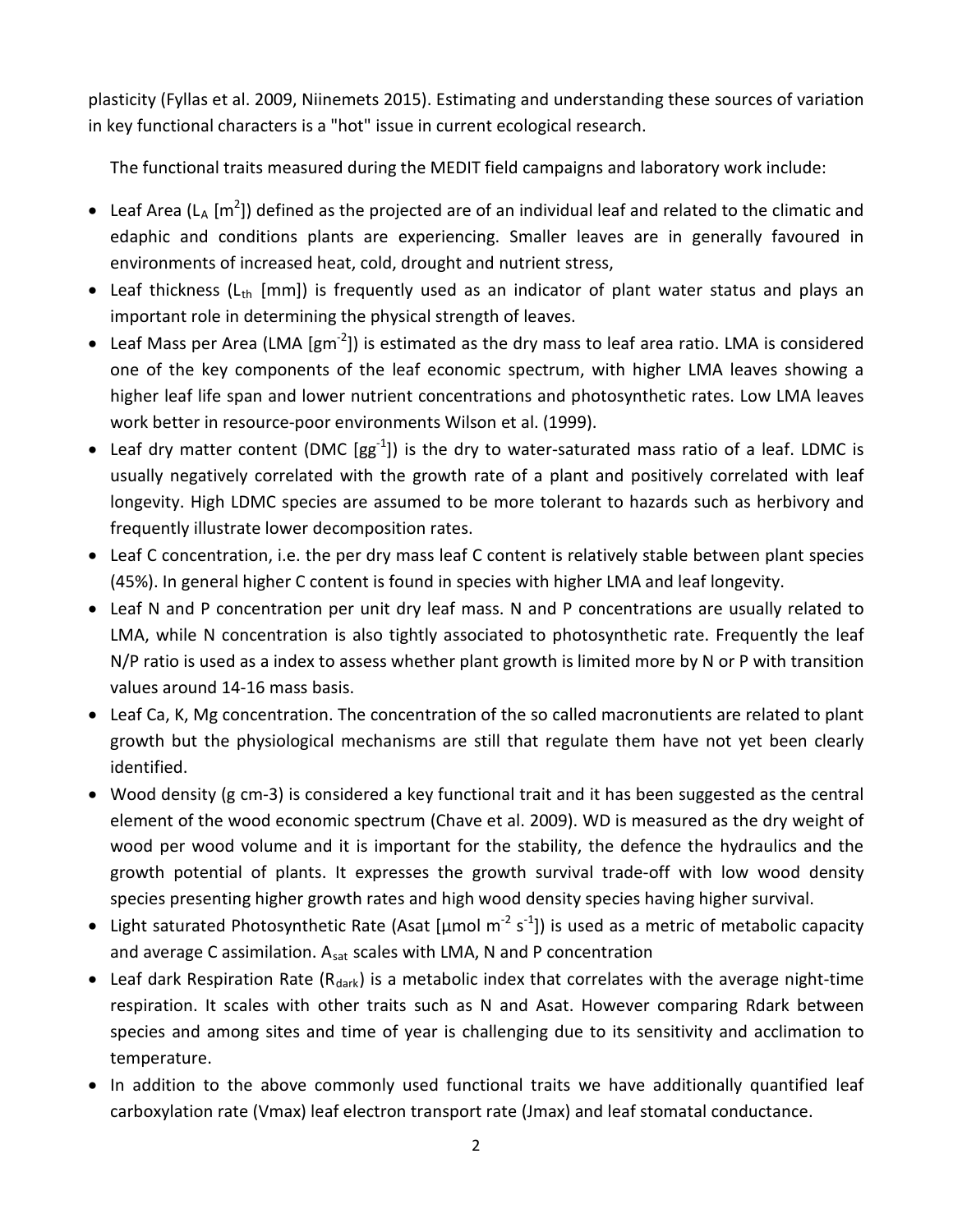plasticity (Fyllas et al. 2009, Niinemets 2015). Estimating and understanding these sources of variation in key functional characters is a "hot" issue in current ecological research.

The functional traits measured during the MEDIT field campaigns and laboratory work include:

- Leaf Area ($L_A$ [$m^2$]) defined as the projected are of an individual leaf and related to the climatic and edaphic and conditions plants are experiencing. Smaller leaves are in generally favoured in environments of increased heat, cold, drought and nutrient stress,
- Leaf thickness ($L_{th}$ [mm]) is frequently used as an indicator of plant water status and plays an important role in determining the physical strength of leaves.
- Leaf Mass per Area (LMA [$gm^{-2}$]) is estimated as the dry mass to leaf area ratio. LMA is considered one of the key components of the leaf economic spectrum, with higher LMA leaves showing a higher leaf life span and lower nutrient concentrations and photosynthetic rates. Low LMA leaves work better in resource-poor environments Wilson et al. (1999).
- Leaf dry matter content (DMC [$gg^{-1}$]) is the dry to water-saturated mass ratio of a leaf. LDMC is usually negatively correlated with the growth rate of a plant and positively correlated with leaf longevity. High LDMC species are assumed to be more tolerant to hazards such as herbivory and frequently illustrate lower decomposition rates.
- Leaf C concentration, i.e. the per dry mass leaf C content is relatively stable between plant species (45%). In general higher C content is found in species with higher LMA and leaf longevity.
- Leaf N and P concentration per unit dry leaf mass. N and P concentrations are usually related to LMA, while N concentration is also tightly associated to photosynthetic rate. Frequently the leaf N/P ratio is used as a index to assess whether plant growth is limited more by N or P with transition values around 14-16 mass basis.
- Leaf Ca, K, Mg concentration. The concentration of the so called macronutients are related to plant growth but the physiological mechanisms are still that regulate them have not yet been clearly identified.
- Wood density (g cm-3) is considered a key functional trait and it has been suggested as the central element of the wood economic spectrum (Chave et al. 2009). WD is measured as the dry weight of wood per wood volume and it is important for the stability, the defence the hydraulics and the growth potential of plants. It expresses the growth survival trade-off with low wood density species presenting higher growth rates and high wood density species having higher survival.
- Light saturated Photosynthetic Rate (Asat [μmol $m^{-2}$ $s^{-1}$]) is used as a metric of metabolic capacity and average C assimilation. $A_{sat}$ scales with LMA, N and P concentration
- Leaf dark Respiration Rate ($R_{dark}$) is a metabolic index that correlates with the average night-time respiration. It scales with other traits such as N and Asat. However comparing Rdark between species and among sites and time of year is challenging due to its sensitivity and acclimation to temperature.
- In addition to the above commonly used functional traits we have additionally quantified leaf carboxylation rate (Vmax) leaf electron transport rate (Jmax) and leaf stomatal conductance.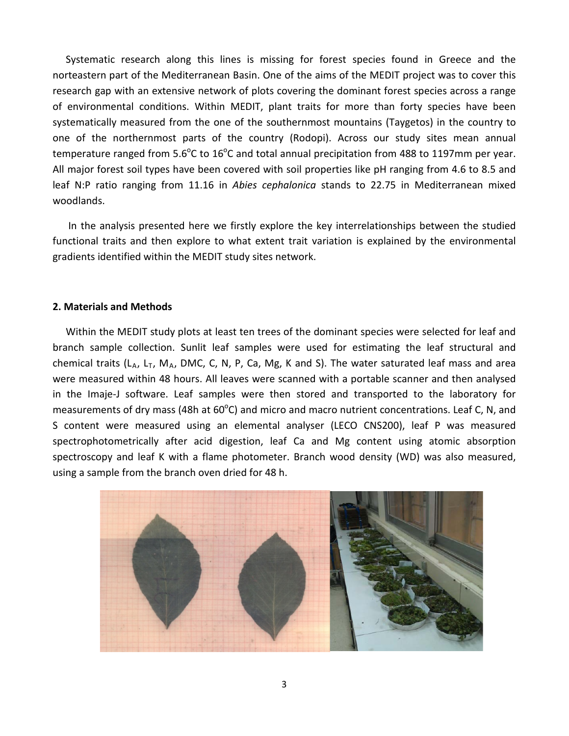Systematic research along this lines is missing for forest species found in Greece and the norteastern part of the Mediterranean Basin. One of the aims of the MEDIT project was to cover this research gap with an extensive network of plots covering the dominant forest species across a range of environmental conditions. Within MEDIT, plant traits for more than forty species have been systematically measured from the one of the southernmost mountains (Taygetos) in the country to one of the northernmost parts of the country (Rodopi). Across our study sites mean annual temperature ranged from 5.6$^{o}$C to 16$^{o}$C and total annual precipitation from 488 to 1197mm per year. All major forest soil types have been covered with soil properties like pH ranging from 4.6 to 8.5 and leaf N:P ratio ranging from 11.16 in *Abies cephalonica* stands to 22.75 in Mediterranean mixed woodlands.

In the analysis presented here we firstly explore the key interrelationships between the studied functional traits and then explore to what extent trait variation is explained by the environmental gradients identified within the MEDIT study sites network.

## 2. Materials and Methods

Within the MEDIT study plots at least ten trees of the dominant species were selected for leaf and branch sample collection. Sunlit leaf samples were used for estimating the leaf structural and chemical traits ($L_A$, $L_T$, $M_A$, DMC, C, N, P, Ca, Mg, K and S). The water saturated leaf mass and area were measured within 48 hours. All leaves were scanned with a portable scanner and then analysed in the Imaje-J software. Leaf samples were then stored and transported to the laboratory for measurements of dry mass (48h at 60$^{o}$C) and micro and macro nutrient concentrations. Leaf C, N, and S content were measured using an elemental analyser (LECO CNS200), leaf P was measured spectrophotometrically after acid digestion, leaf Ca and Mg content using atomic absorption spectroscopy and leaf K with a flame photometer. Branch wood density (WD) was also measured, using a sample from the branch oven dried for 48 h.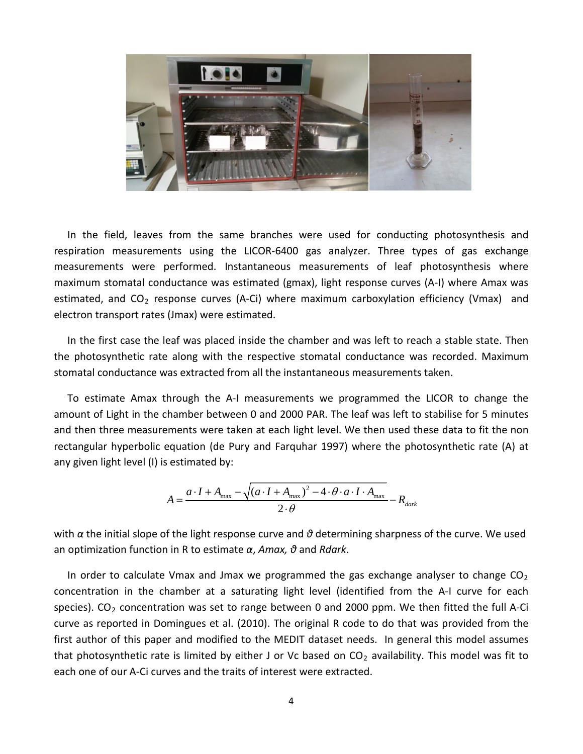In the field, leaves from the same branches were used for conducting photosynthesis and respiration measurements using the LICOR-6400 gas analyzer. Three types of gas exchange measurements were performed. Instantaneous measurements of leaf photosynthesis where maximum stomatal conductance was estimated (gmax), light response curves (A-I) where Amax was estimated, and $CO_2$ response curves (A-Ci) where maximum carboxylation efficiency (Vmax) and electron transport rates (Jmax) were estimated.

In the first case the leaf was placed inside the chamber and was left to reach a stable state. Then the photosynthetic rate along with the respective stomatal conductance was recorded. Maximum stomatal conductance was extracted from all the instantaneous measurements taken.

To estimate Amax through the A-I measurements we programmed the LICOR to change the amount of Light in the chamber between 0 and 2000 PAR. The leaf was left to stabilise for 5 minutes and then three measurements were taken at each light level. We then used these data to fit the non rectangular hyperbolic equation (de Pury and Farquhar 1997) where the photosynthetic rate (A) at any given light level (I) is estimated by:

$$A = \frac{a \cdot I + A_{\max} - \sqrt{(a \cdot I + A_{\max})^2 - 4 \cdot \theta \cdot a \cdot I \cdot A_{\max}}}{2 \cdot \theta} - R_{dark}$$

with $\alpha$ the initial slope of the light response curve and $\vartheta$ determining sharpness of the curve. We used an optimization function in R to estimate $\alpha$, *Amax,* $\vartheta$ and *Rdark*.

In order to calculate Vmax and Jmax we programmed the gas exchange analyser to change $CO_2$ concentration in the chamber at a saturating light level (identified from the A-I curve for each species). $CO_2$ concentration was set to range between 0 and 2000 ppm. We then fitted the full A-Ci curve as reported in Domingues et al. (2010). The original R code to do that was provided from the first author of this paper and modified to the MEDIT dataset needs. In general this model assumes that photosynthetic rate is limited by either J or Vc based on $CO_2$ availability. This model was fit to each one of our A-Ci curves and the traits of interest were extracted.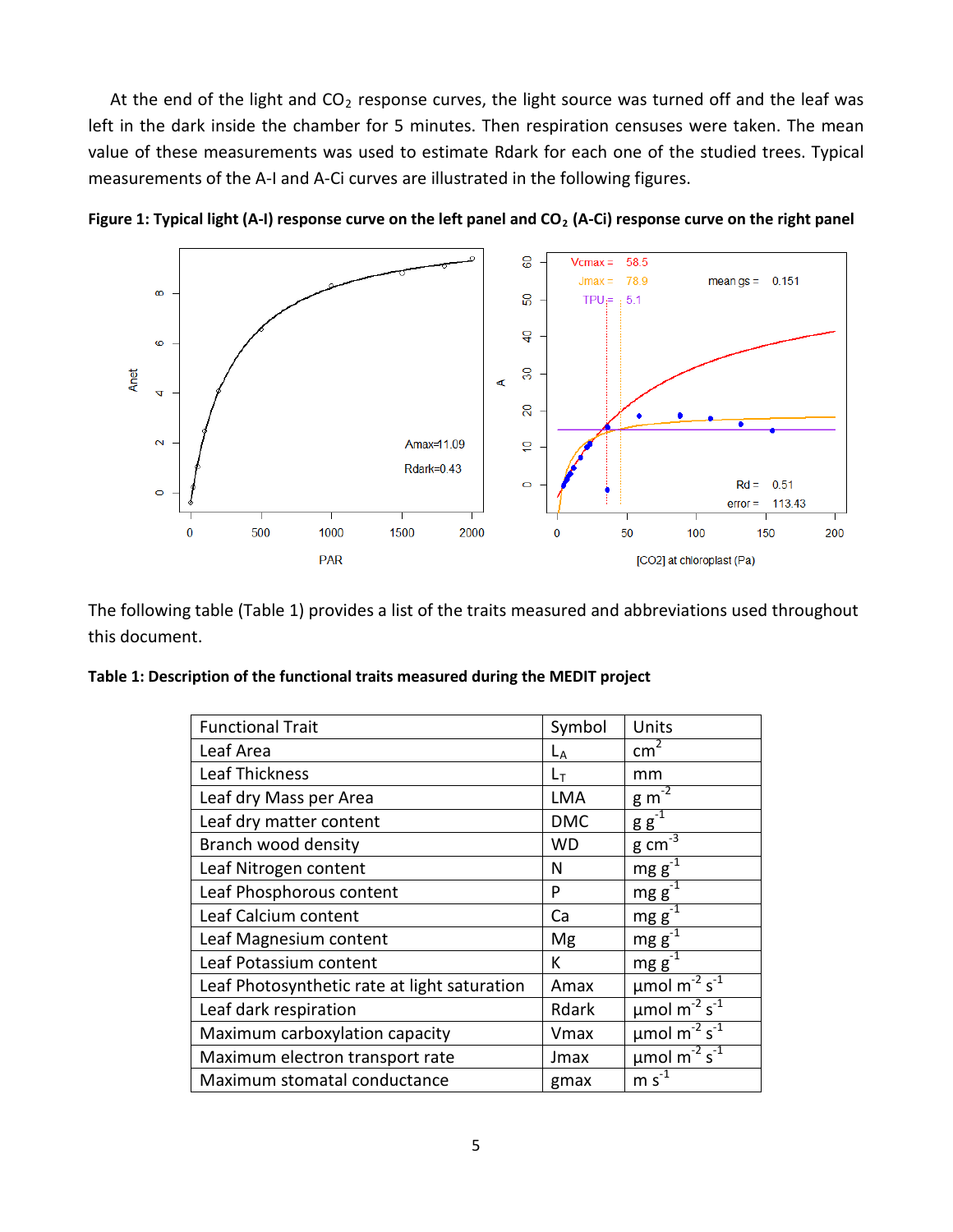At the end of the light and $CO_2$ response curves, the light source was turned off and the leaf was left in the dark inside the chamber for 5 minutes. Then respiration censuses were taken. The mean value of these measurements was used to estimate Rdark for each one of the studied trees. Typical measurements of the A-I and A-Ci curves are illustrated in the following figures.

**Figure 1: Typical light (A-I) response curve on the left panel and $CO_2$ (A-Ci) response curve on the right panel**

The following table (Table 1) provides a list of the traits measured and abbreviations used throughout this document.

**Table 1: Description of the functional traits measured during the MEDIT project**

| Functional Trait | Symbol | Units |
|---|---|---|
| Leaf Area | $L_A$ | $cm^2$ |
| Leaf Thickness | $L_T$ | mm |
| Leaf dry Mass per Area | LMA | $g\ m^{-2}$ |
| Leaf dry matter content | DMC | $g\ g^{-1}$ |
| Branch wood density | WD | $g\ cm^{-3}$ |
| Leaf Nitrogen content | N | $mg\ g^{-1}$ |
| Leaf Phosphorous content | P | $mg\ g^{-1}$ |
| Leaf Calcium content | Ca | $mg\ g^{-1}$ |
| Leaf Magnesium content | Mg | $mg\ g^{-1}$ |
| Leaf Potassium content | K | $mg\ g^{-1}$ |
| Leaf Photosynthetic rate at light saturation | Amax | $\mu mol\ m^{-2}\ s^{-1}$ |
| Leaf dark respiration | Rdark | $\mu mol\ m^{-2}\ s^{-1}$ |
| Maximum carboxylation capacity | Vmax | $\mu mol\ m^{-2}\ s^{-1}$ |
| Maximum electron transport rate | Jmax | $\mu mol\ m^{-2}\ s^{-1}$ |
| Maximum stomatal conductance | gmax | $m\ s^{-1}$ |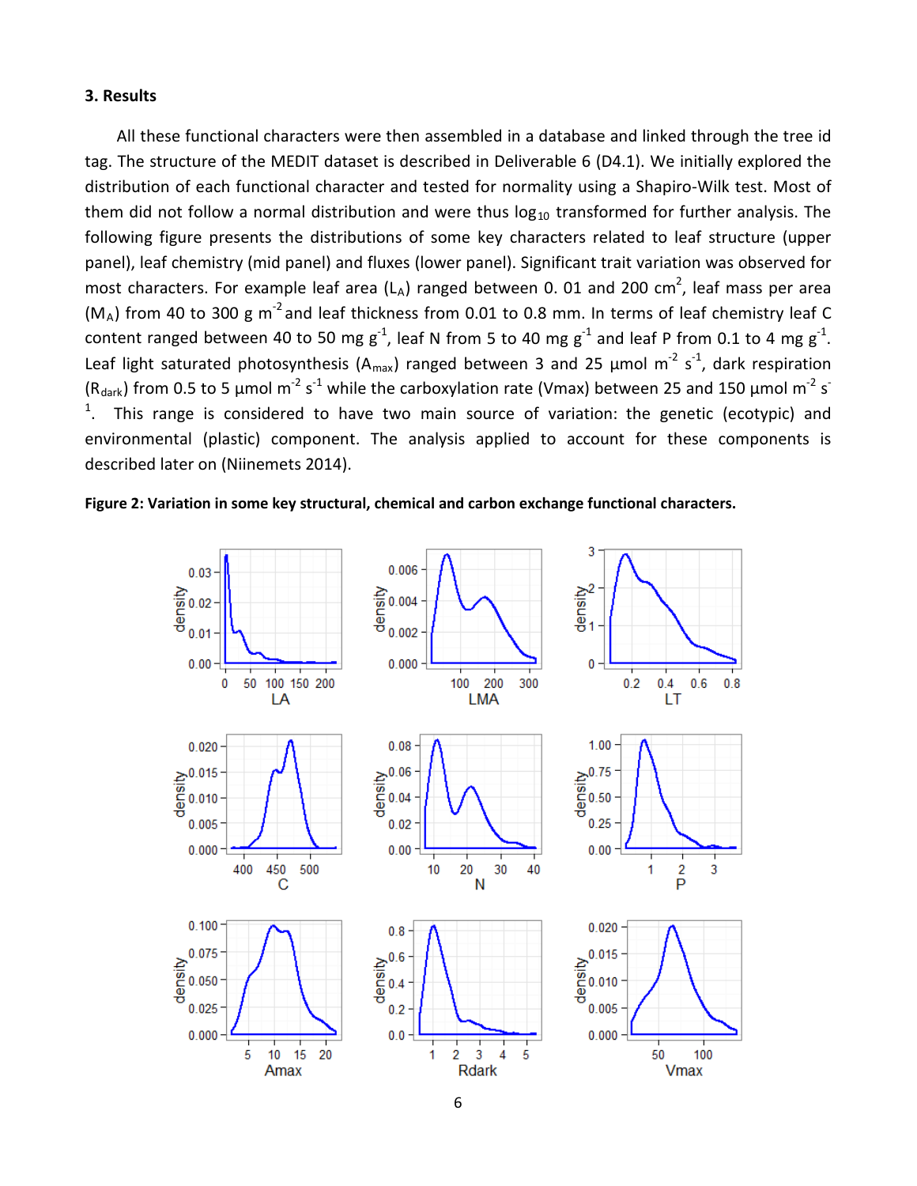### 3. Results

All these functional characters were then assembled in a database and linked through the tree id tag. The structure of the MEDIT dataset is described in Deliverable 6 (D4.1). We initially explored the distribution of each functional character and tested for normality using a Shapiro-Wilk test. Most of them did not follow a normal distribution and were thus $\log_{10}$ transformed for further analysis. The following figure presents the distributions of some key characters related to leaf structure (upper panel), leaf chemistry (mid panel) and fluxes (lower panel). Significant trait variation was observed for most characters. For example leaf area ($L_A$) ranged between 0. 01 and 200 $cm^2$, leaf mass per area ($M_A$) from 40 to 300 g $m^{-2}$ and leaf thickness from 0.01 to 0.8 mm. In terms of leaf chemistry leaf C content ranged between 40 to 50 mg $g^{-1}$, leaf N from 5 to 40 mg $g^{-1}$ and leaf P from 0.1 to 4 mg $g^{-1}$. Leaf light saturated photosynthesis ($A_{max}$) ranged between 3 and 25 µmol $m^{-2}$ $s^{-1}$, dark respiration ($R_{dark}$) from 0.5 to 5 µmol $m^{-2}$ $s^{-1}$ while the carboxylation rate (Vmax) between 25 and 150 µmol $m^{-2}$ $s^{-1}$. This range is considered to have two main source of variation: the genetic (ecotypic) and environmental (plastic) component. The analysis applied to account for these components is described later on (Niinemets 2014).

**Figure 2: Variation in some key structural, chemical and carbon exchange functional characters.**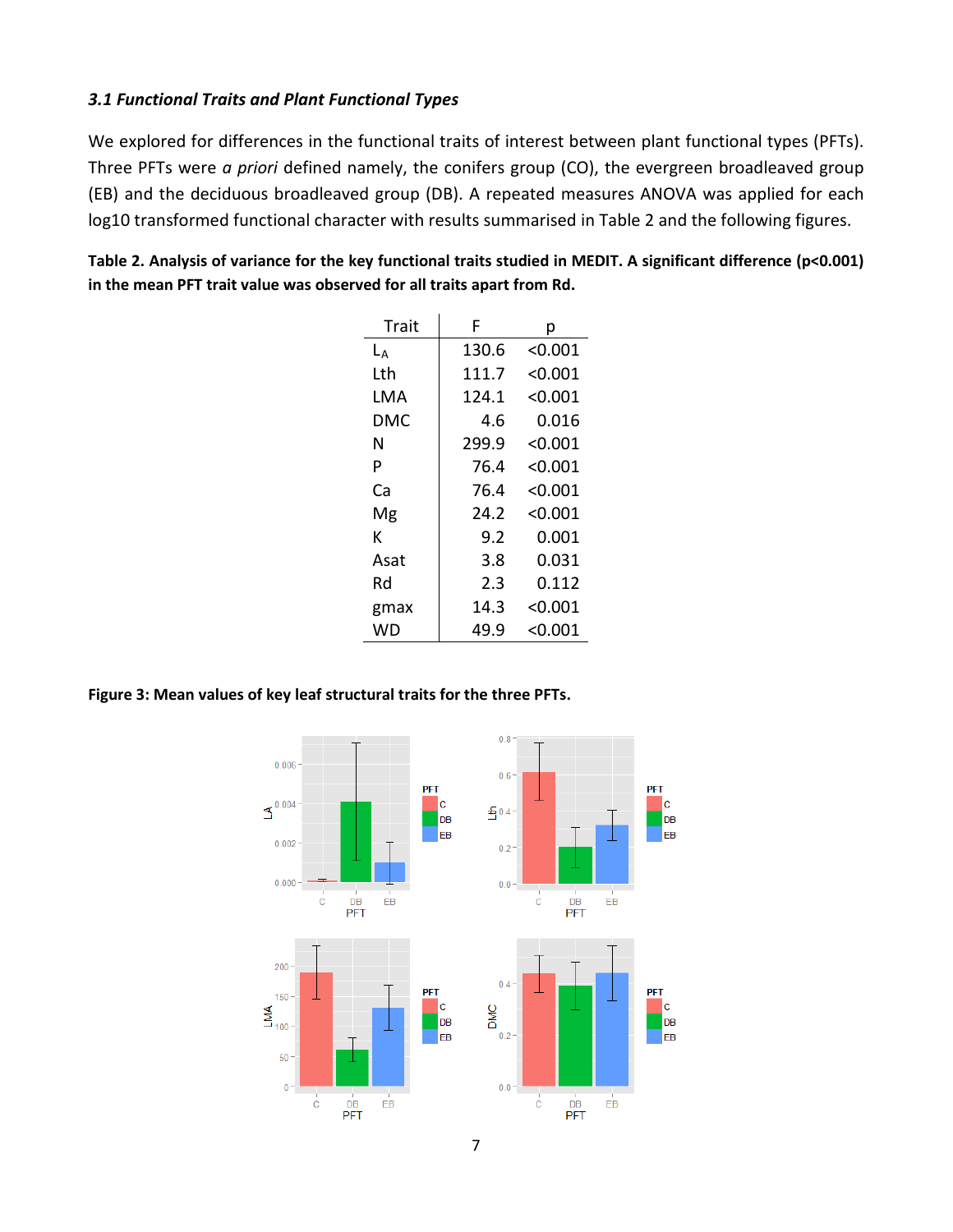### *3.1 Functional Traits and Plant Functional Types*

We explored for differences in the functional traits of interest between plant functional types (PFTs). Three PFTs were *a priori* defined namely, the conifers group (CO), the evergreen broadleaved group (EB) and the deciduous broadleaved group (DB). A repeated measures ANOVA was applied for each log10 transformed functional character with results summarised in Table 2 and the following figures.

**Table 2. Analysis of variance for the key functional traits studied in MEDIT. A significant difference (p<0.001) in the mean PFT trait value was observed for all traits apart from Rd.**

| Trait | F | p |
|---|---|---|
| $L_A$ | 130.6 | <0.001 |
| Lth | 111.7 | <0.001 |
| LMA | 124.1 | <0.001 |
| DMC | 4.6 | 0.016 |
| N | 299.9 | <0.001 |
| P | 76.4 | <0.001 |
| Ca | 76.4 | <0.001 |
| Mg | 24.2 | <0.001 |
| K | 9.2 | 0.001 |
| Asat | 3.8 | 0.031 |
| Rd | 2.3 | 0.112 |
| gmax | 14.3 | <0.001 |
| WD | 49.9 | <0.001 |

**Figure 3: Mean values of key leaf structural traits for the three PFTs.**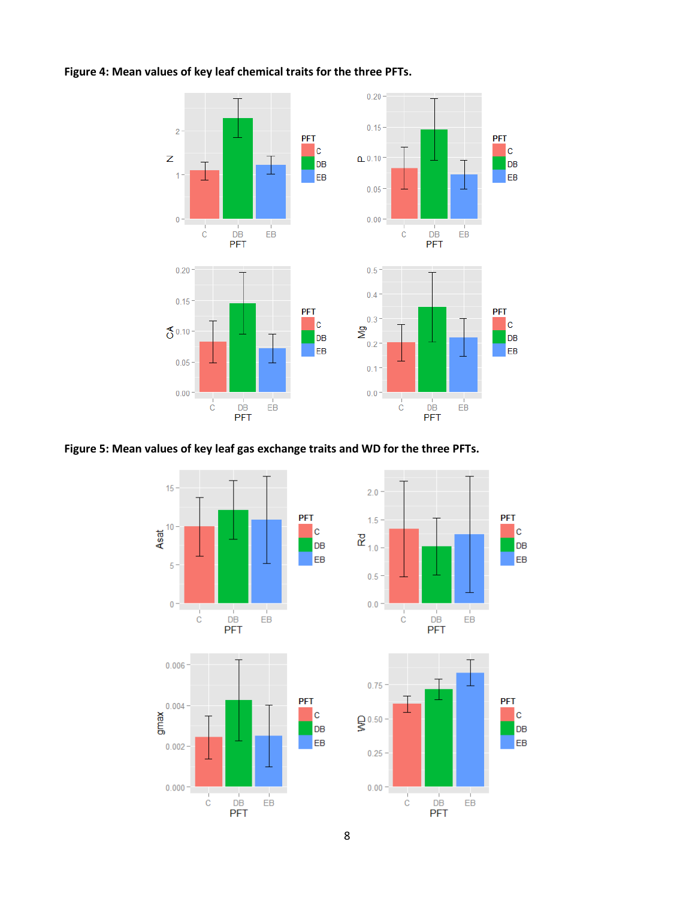**Figure 4: Mean values of key leaf chemical traits for the three PFTs.**

**Figure 5: Mean values of key leaf gas exchange traits and WD for the three PFTs.**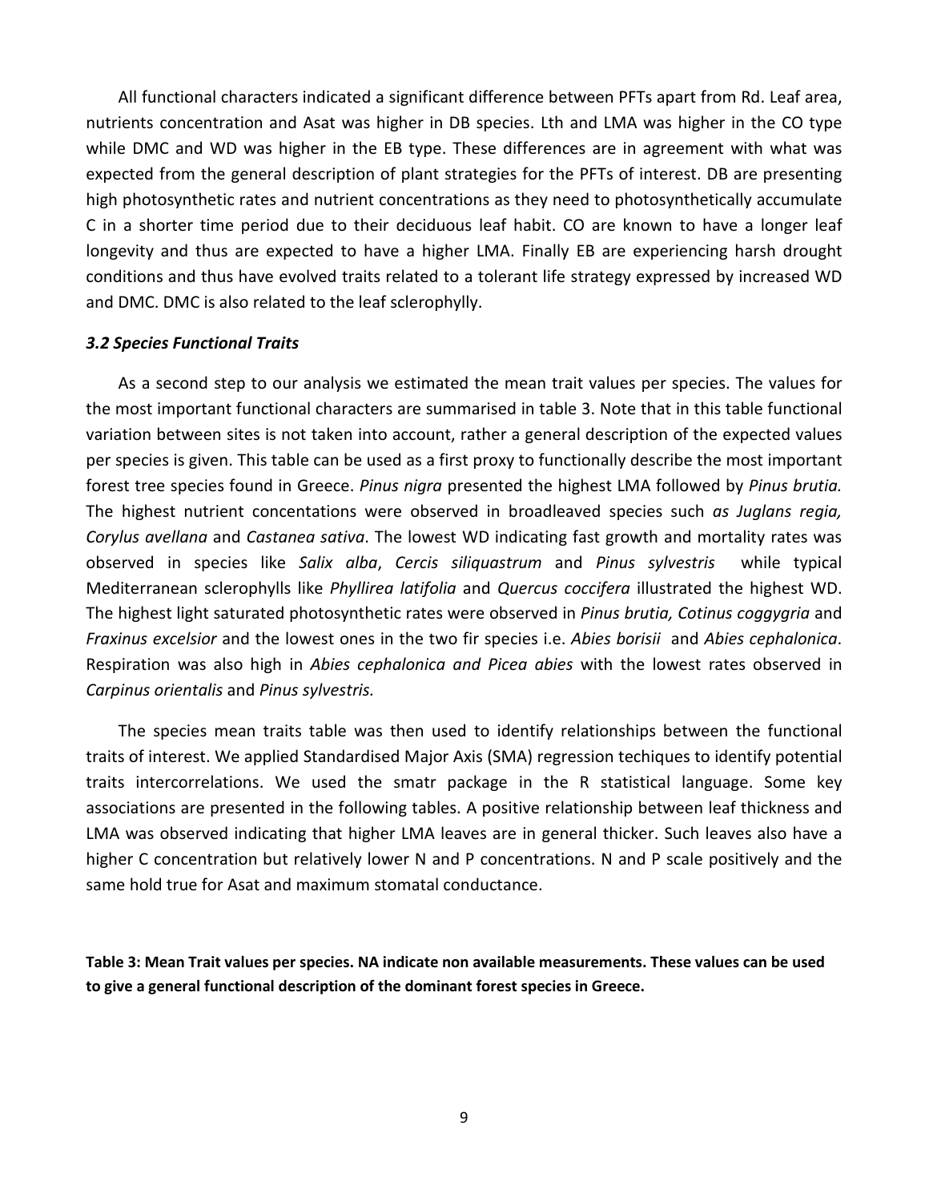All functional characters indicated a significant difference between PFTs apart from Rd. Leaf area, nutrients concentration and Asat was higher in DB species. Lth and LMA was higher in the CO type while DMC and WD was higher in the EB type. These differences are in agreement with what was expected from the general description of plant strategies for the PFTs of interest. DB are presenting high photosynthetic rates and nutrient concentrations as they need to photosynthetically accumulate C in a shorter time period due to their deciduous leaf habit. CO are known to have a longer leaf longevity and thus are expected to have a higher LMA. Finally EB are experiencing harsh drought conditions and thus have evolved traits related to a tolerant life strategy expressed by increased WD and DMC. DMC is also related to the leaf sclerophylly.

### *3.2 Species Functional Traits*

As a second step to our analysis we estimated the mean trait values per species. The values for the most important functional characters are summarised in table 3. Note that in this table functional variation between sites is not taken into account, rather a general description of the expected values per species is given. This table can be used as a first proxy to functionally describe the most important forest tree species found in Greece. *Pinus nigra* presented the highest LMA followed by *Pinus brutia.* The highest nutrient concentations were observed in broadleaved species such *as Juglans regia, Corylus avellana* and *Castanea sativa*. The lowest WD indicating fast growth and mortality rates was observed in species like *Salix alba*, *Cercis siliquastrum* and *Pinus sylvestris* while typical Mediterranean sclerophylls like *Phyllirea latifolia* and *Quercus coccifera* illustrated the highest WD. The highest light saturated photosynthetic rates were observed in *Pinus brutia, Cotinus coggygria* and *Fraxinus excelsior* and the lowest ones in the two fir species i.e. *Abies borisii* and *Abies cephalonica*. Respiration was also high in *Abies cephalonica and Picea abies* with the lowest rates observed in *Carpinus orientalis* and *Pinus sylvestris.*

The species mean traits table was then used to identify relationships between the functional traits of interest. We applied Standardised Major Axis (SMA) regression techiques to identify potential traits intercorrelations. We used the smatr package in the R statistical language. Some key associations are presented in the following tables. A positive relationship between leaf thickness and LMA was observed indicating that higher LMA leaves are in general thicker. Such leaves also have a higher C concentration but relatively lower N and P concentrations. N and P scale positively and the same hold true for Asat and maximum stomatal conductance.

**Table 3: Mean Trait values per species. NA indicate non available measurements. These values can be used to give a general functional description of the dominant forest species in Greece.**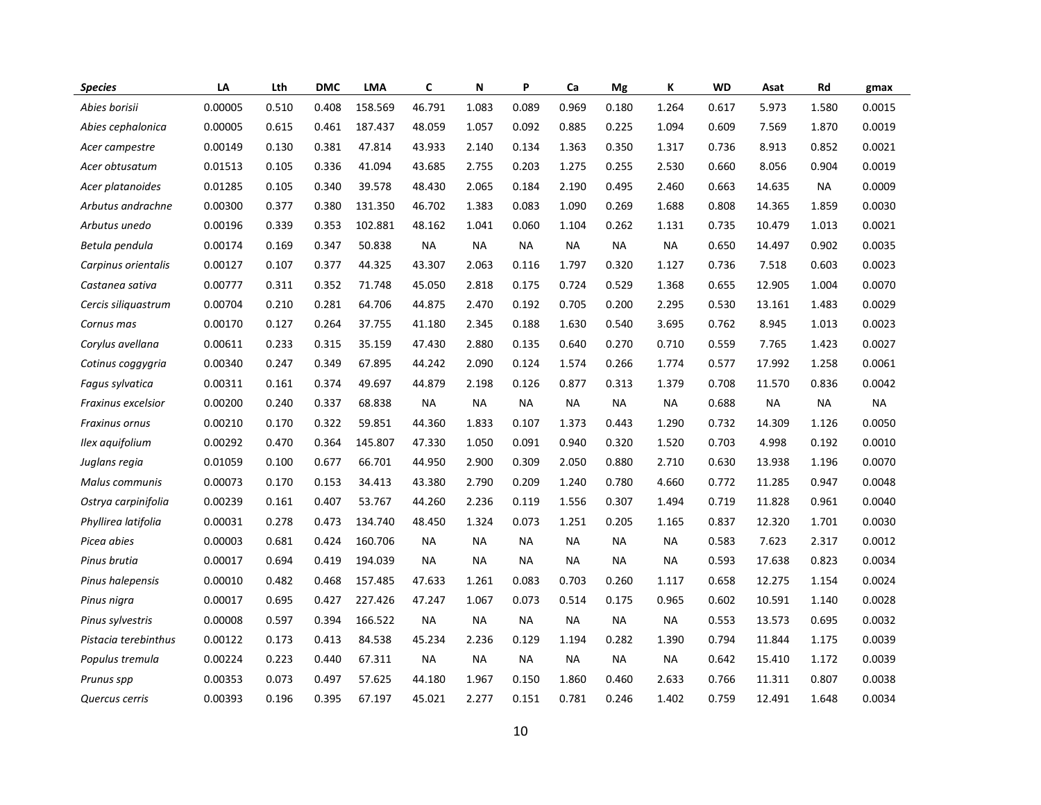| *Species* | LA | Lth | DMC | LMA | C | N | P | Ca | Mg | K | WD | Asat | Rd | gmax |
|---|---|---|---|---|---|---|---|---|---|---|---|---|---|---|
| *Abies borisii* | 0.00005 | 0.510 | 0.408 | 158.569 | 46.791 | 1.083 | 0.089 | 0.969 | 0.180 | 1.264 | 0.617 | 5.973 | 1.580 | 0.0015 |
| *Abies cephalonica* | 0.00005 | 0.615 | 0.461 | 187.437 | 48.059 | 1.057 | 0.092 | 0.885 | 0.225 | 1.094 | 0.609 | 7.569 | 1.870 | 0.0019 |
| *Acer campestre* | 0.00149 | 0.130 | 0.381 | 47.814 | 43.933 | 2.140 | 0.134 | 1.363 | 0.350 | 1.317 | 0.736 | 8.913 | 0.852 | 0.0021 |
| *Acer obtusatum* | 0.01513 | 0.105 | 0.336 | 41.094 | 43.685 | 2.755 | 0.203 | 1.275 | 0.255 | 2.530 | 0.660 | 8.056 | 0.904 | 0.0019 |
| *Acer platanoides* | 0.01285 | 0.105 | 0.340 | 39.578 | 48.430 | 2.065 | 0.184 | 2.190 | 0.495 | 2.460 | 0.663 | 14.635 | NA | 0.0009 |
| *Arbutus andrachne* | 0.00300 | 0.377 | 0.380 | 131.350 | 46.702 | 1.383 | 0.083 | 1.090 | 0.269 | 1.688 | 0.808 | 14.365 | 1.859 | 0.0030 |
| *Arbutus unedo* | 0.00196 | 0.339 | 0.353 | 102.881 | 48.162 | 1.041 | 0.060 | 1.104 | 0.262 | 1.131 | 0.735 | 10.479 | 1.013 | 0.0021 |
| *Betula pendula* | 0.00174 | 0.169 | 0.347 | 50.838 | NA | NA | NA | NA | NA | NA | 0.650 | 14.497 | 0.902 | 0.0035 |
| *Carpinus orientalis* | 0.00127 | 0.107 | 0.377 | 44.325 | 43.307 | 2.063 | 0.116 | 1.797 | 0.320 | 1.127 | 0.736 | 7.518 | 0.603 | 0.0023 |
| *Castanea sativa* | 0.00777 | 0.311 | 0.352 | 71.748 | 45.050 | 2.818 | 0.175 | 0.724 | 0.529 | 1.368 | 0.655 | 12.905 | 1.004 | 0.0070 |
| *Cercis siliquastrum* | 0.00704 | 0.210 | 0.281 | 64.706 | 44.875 | 2.470 | 0.192 | 0.705 | 0.200 | 2.295 | 0.530 | 13.161 | 1.483 | 0.0029 |
| *Cornus mas* | 0.00170 | 0.127 | 0.264 | 37.755 | 41.180 | 2.345 | 0.188 | 1.630 | 0.540 | 3.695 | 0.762 | 8.945 | 1.013 | 0.0023 |
| *Corylus avellana* | 0.00611 | 0.233 | 0.315 | 35.159 | 47.430 | 2.880 | 0.135 | 0.640 | 0.270 | 0.710 | 0.559 | 7.765 | 1.423 | 0.0027 |
| *Cotinus coggygria* | 0.00340 | 0.247 | 0.349 | 67.895 | 44.242 | 2.090 | 0.124 | 1.574 | 0.266 | 1.774 | 0.577 | 17.992 | 1.258 | 0.0061 |
| *Fagus sylvatica* | 0.00311 | 0.161 | 0.374 | 49.697 | 44.879 | 2.198 | 0.126 | 0.877 | 0.313 | 1.379 | 0.708 | 11.570 | 0.836 | 0.0042 |
| *Fraxinus excelsior* | 0.00200 | 0.240 | 0.337 | 68.838 | NA | NA | NA | NA | NA | NA | 0.688 | NA | NA | NA |
| *Fraxinus ornus* | 0.00210 | 0.170 | 0.322 | 59.851 | 44.360 | 1.833 | 0.107 | 1.373 | 0.443 | 1.290 | 0.732 | 14.309 | 1.126 | 0.0050 |
| *Ilex aquifolium* | 0.00292 | 0.470 | 0.364 | 145.807 | 47.330 | 1.050 | 0.091 | 0.940 | 0.320 | 1.520 | 0.703 | 4.998 | 0.192 | 0.0010 |
| *Juglans regia* | 0.01059 | 0.100 | 0.677 | 66.701 | 44.950 | 2.900 | 0.309 | 2.050 | 0.880 | 2.710 | 0.630 | 13.938 | 1.196 | 0.0070 |
| *Malus communis* | 0.00073 | 0.170 | 0.153 | 34.413 | 43.380 | 2.790 | 0.209 | 1.240 | 0.780 | 4.660 | 0.772 | 11.285 | 0.947 | 0.0048 |
| *Ostrya carpinifolia* | 0.00239 | 0.161 | 0.407 | 53.767 | 44.260 | 2.236 | 0.119 | 1.556 | 0.307 | 1.494 | 0.719 | 11.828 | 0.961 | 0.0040 |
| *Phyllirea latifolia* | 0.00031 | 0.278 | 0.473 | 134.740 | 48.450 | 1.324 | 0.073 | 1.251 | 0.205 | 1.165 | 0.837 | 12.320 | 1.701 | 0.0030 |
| *Picea abies* | 0.00003 | 0.681 | 0.424 | 160.706 | NA | NA | NA | NA | NA | NA | 0.583 | 7.623 | 2.317 | 0.0012 |
| *Pinus brutia* | 0.00017 | 0.694 | 0.419 | 194.039 | NA | NA | NA | NA | NA | NA | 0.593 | 17.638 | 0.823 | 0.0034 |
| *Pinus halepensis* | 0.00010 | 0.482 | 0.468 | 157.485 | 47.633 | 1.261 | 0.083 | 0.703 | 0.260 | 1.117 | 0.658 | 12.275 | 1.154 | 0.0024 |
| *Pinus nigra* | 0.00017 | 0.695 | 0.427 | 227.426 | 47.247 | 1.067 | 0.073 | 0.514 | 0.175 | 0.965 | 0.602 | 10.591 | 1.140 | 0.0028 |
| *Pinus sylvestris* | 0.00008 | 0.597 | 0.394 | 166.522 | NA | NA | NA | NA | NA | NA | 0.553 | 13.573 | 0.695 | 0.0032 |
| *Pistacia terebinthus* | 0.00122 | 0.173 | 0.413 | 84.538 | 45.234 | 2.236 | 0.129 | 1.194 | 0.282 | 1.390 | 0.794 | 11.844 | 1.175 | 0.0039 |
| *Populus tremula* | 0.00224 | 0.223 | 0.440 | 67.311 | NA | NA | NA | NA | NA | NA | 0.642 | 15.410 | 1.172 | 0.0039 |
| *Prunus spp* | 0.00353 | 0.073 | 0.497 | 57.625 | 44.180 | 1.967 | 0.150 | 1.860 | 0.460 | 2.633 | 0.766 | 11.311 | 0.807 | 0.0038 |
| *Quercus cerris* | 0.00393 | 0.196 | 0.395 | 67.197 | 45.021 | 2.277 | 0.151 | 0.781 | 0.246 | 1.402 | 0.759 | 12.491 | 1.648 | 0.0034 |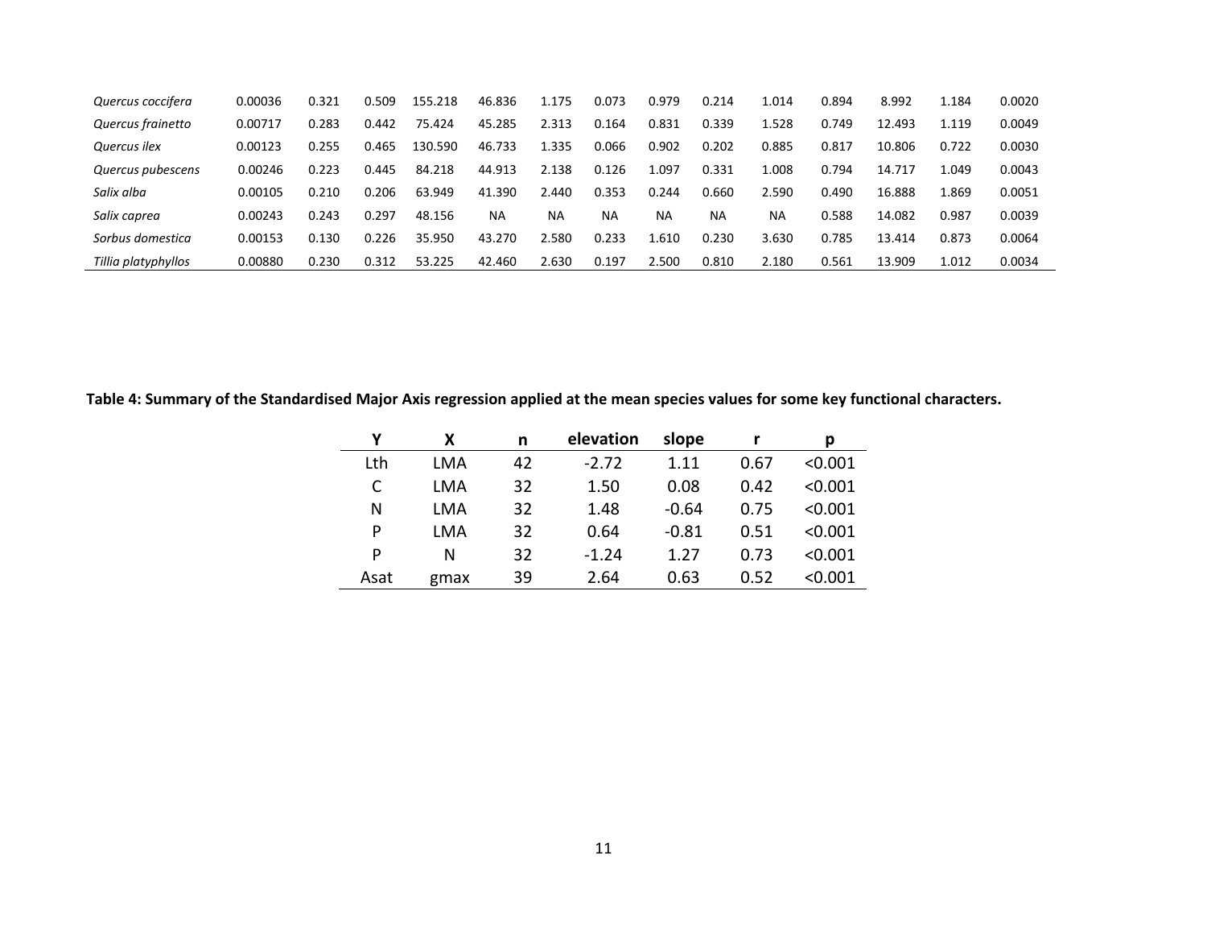| | | | | | | | | | | | | | | |
|---|---|---|---|---|---|---|---|---|---|---|---|---|---|---|
| *Quercus coccifera* | 0.00036 | 0.321 | 0.509 | 155.218 | 46.836 | 1.175 | 0.073 | 0.979 | 0.214 | 1.014 | 0.894 | 8.992 | 1.184 | 0.0020 |
| *Quercus frainetto* | 0.00717 | 0.283 | 0.442 | 75.424 | 45.285 | 2.313 | 0.164 | 0.831 | 0.339 | 1.528 | 0.749 | 12.493 | 1.119 | 0.0049 |
| *Quercus ilex* | 0.00123 | 0.255 | 0.465 | 130.590 | 46.733 | 1.335 | 0.066 | 0.902 | 0.202 | 0.885 | 0.817 | 10.806 | 0.722 | 0.0030 |
| *Quercus pubescens* | 0.00246 | 0.223 | 0.445 | 84.218 | 44.913 | 2.138 | 0.126 | 1.097 | 0.331 | 1.008 | 0.794 | 14.717 | 1.049 | 0.0043 |
| *Salix alba* | 0.00105 | 0.210 | 0.206 | 63.949 | 41.390 | 2.440 | 0.353 | 0.244 | 0.660 | 2.590 | 0.490 | 16.888 | 1.869 | 0.0051 |
| *Salix caprea* | 0.00243 | 0.243 | 0.297 | 48.156 | NA | NA | NA | NA | NA | NA | 0.588 | 14.082 | 0.987 | 0.0039 |
| *Sorbus domestica* | 0.00153 | 0.130 | 0.226 | 35.950 | 43.270 | 2.580 | 0.233 | 1.610 | 0.230 | 3.630 | 0.785 | 13.414 | 0.873 | 0.0064 |
| *Tillia platyphyllos* | 0.00880 | 0.230 | 0.312 | 53.225 | 42.460 | 2.630 | 0.197 | 2.500 | 0.810 | 2.180 | 0.561 | 13.909 | 1.012 | 0.0034 |

**Table 4: Summary of the Standardised Major Axis regression applied at the mean species values for some key functional characters.**

| Y | X | n | elevation | slope | r | p |
|---|---|---|---|---|---|---|
| Lth | LMA | 42 | -2.72 | 1.11 | 0.67 | <0.001 |
| C | LMA | 32 | 1.50 | 0.08 | 0.42 | <0.001 |
| N | LMA | 32 | 1.48 | -0.64 | 0.75 | <0.001 |
| P | LMA | 32 | 0.64 | -0.81 | 0.51 | <0.001 |
| P | N | 32 | -1.24 | 1.27 | 0.73 | <0.001 |
| Asat | gmax | 39 | 2.64 | 0.63 | 0.52 | <0.001 |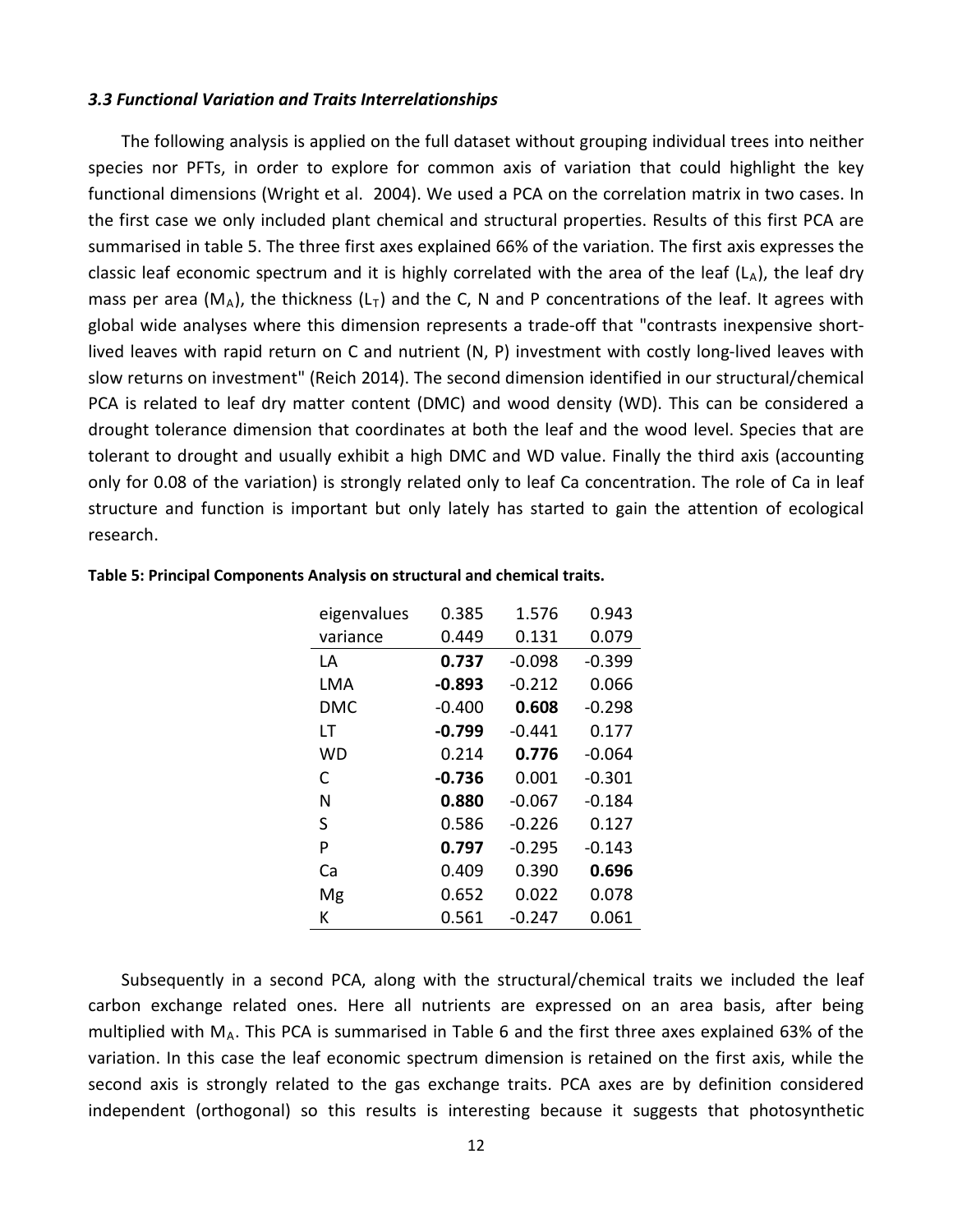### *3.3 Functional Variation and Traits Interrelationships*

The following analysis is applied on the full dataset without grouping individual trees into neither species nor PFTs, in order to explore for common axis of variation that could highlight the key functional dimensions (Wright et al. 2004). We used a PCA on the correlation matrix in two cases. In the first case we only included plant chemical and structural properties. Results of this first PCA are summarised in table 5. The three first axes explained 66% of the variation. The first axis expresses the classic leaf economic spectrum and it is highly correlated with the area of the leaf ($L_A$), the leaf dry mass per area ($M_A$), the thickness ($L_T$) and the C, N and P concentrations of the leaf. It agrees with global wide analyses where this dimension represents a trade-off that "contrasts inexpensive short-lived leaves with rapid return on C and nutrient (N, P) investment with costly long-lived leaves with slow returns on investment" (Reich 2014). The second dimension identified in our structural/chemical PCA is related to leaf dry matter content (DMC) and wood density (WD). This can be considered a drought tolerance dimension that coordinates at both the leaf and the wood level. Species that are tolerant to drought and usually exhibit a high DMC and WD value. Finally the third axis (accounting only for 0.08 of the variation) is strongly related only to leaf Ca concentration. The role of Ca in leaf structure and function is important but only lately has started to gain the attention of ecological research.

**Table 5: Principal Components Analysis on structural and chemical traits.**

| eigenvalues | 0.385 | 1.576 | 0.943 |
|---|---|---|---|
| variance | 0.449 | 0.131 | 0.079 |
| LA | **0.737** | -0.098 | -0.399 |
| LMA | **-0.893** | -0.212 | 0.066 |
| DMC | -0.400 | **0.608** | -0.298 |
| LT | **-0.799** | -0.441 | 0.177 |
| WD | 0.214 | **0.776** | -0.064 |
| C | **-0.736** | 0.001 | -0.301 |
| N | **0.880** | -0.067 | -0.184 |
| S | 0.586 | -0.226 | 0.127 |
| P | **0.797** | -0.295 | -0.143 |
| Ca | 0.409 | 0.390 | **0.696** |
| Mg | 0.652 | 0.022 | 0.078 |
| K | 0.561 | -0.247 | 0.061 |

Subsequently in a second PCA, along with the structural/chemical traits we included the leaf carbon exchange related ones. Here all nutrients are expressed on an area basis, after being multiplied with $M_A$. This PCA is summarised in Table 6 and the first three axes explained 63% of the variation. In this case the leaf economic spectrum dimension is retained on the first axis, while the second axis is strongly related to the gas exchange traits. PCA axes are by definition considered independent (orthogonal) so this results is interesting because it suggests that photosynthetic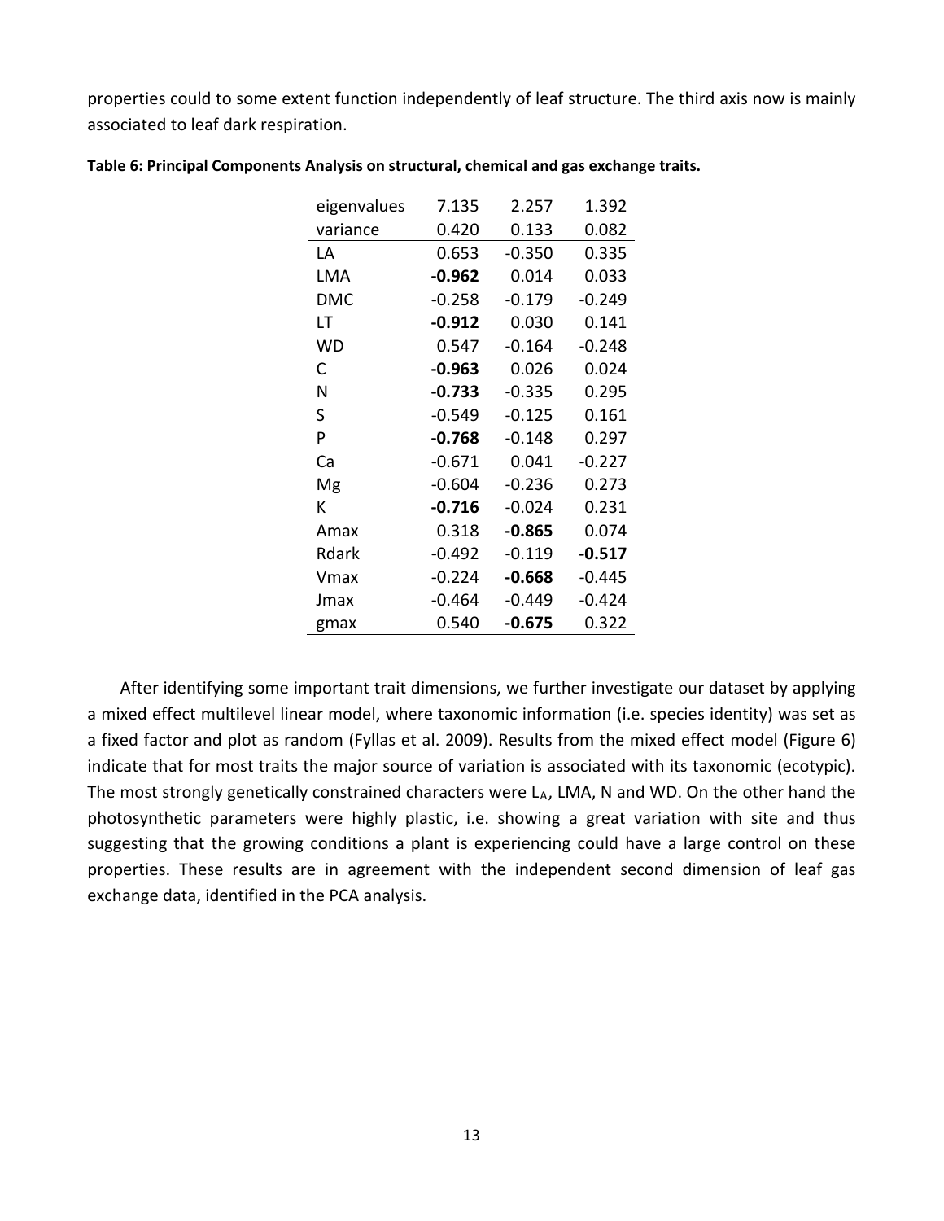properties could to some extent function independently of leaf structure. The third axis now is mainly associated to leaf dark respiration.

**Table 6: Principal Components Analysis on structural, chemical and gas exchange traits.**

| eigenvalues | 7.135 | 2.257 | 1.392 |
|---|---|---|---|
| variance | 0.420 | 0.133 | 0.082 |
| LA | 0.653 | -0.350 | 0.335 |
| LMA | **-0.962** | 0.014 | 0.033 |
| DMC | -0.258 | -0.179 | -0.249 |
| LT | **-0.912** | 0.030 | 0.141 |
| WD | 0.547 | -0.164 | -0.248 |
| C | **-0.963** | 0.026 | 0.024 |
| N | **-0.733** | -0.335 | 0.295 |
| S | -0.549 | -0.125 | 0.161 |
| P | **-0.768** | -0.148 | 0.297 |
| Ca | -0.671 | 0.041 | -0.227 |
| Mg | -0.604 | -0.236 | 0.273 |
| K | **-0.716** | -0.024 | 0.231 |
| Amax | 0.318 | **-0.865** | 0.074 |
| Rdark | -0.492 | -0.119 | **-0.517** |
| Vmax | -0.224 | **-0.668** | -0.445 |
| Jmax | -0.464 | -0.449 | -0.424 |
| gmax | 0.540 | **-0.675** | 0.322 |

After identifying some important trait dimensions, we further investigate our dataset by applying a mixed effect multilevel linear model, where taxonomic information (i.e. species identity) was set as a fixed factor and plot as random (Fyllas et al. 2009). Results from the mixed effect model (Figure 6) indicate that for most traits the major source of variation is associated with its taxonomic (ecotypic). The most strongly genetically constrained characters were $L_A$, LMA, N and WD. On the other hand the photosynthetic parameters were highly plastic, i.e. showing a great variation with site and thus suggesting that the growing conditions a plant is experiencing could have a large control on these properties. These results are in agreement with the independent second dimension of leaf gas exchange data, identified in the PCA analysis.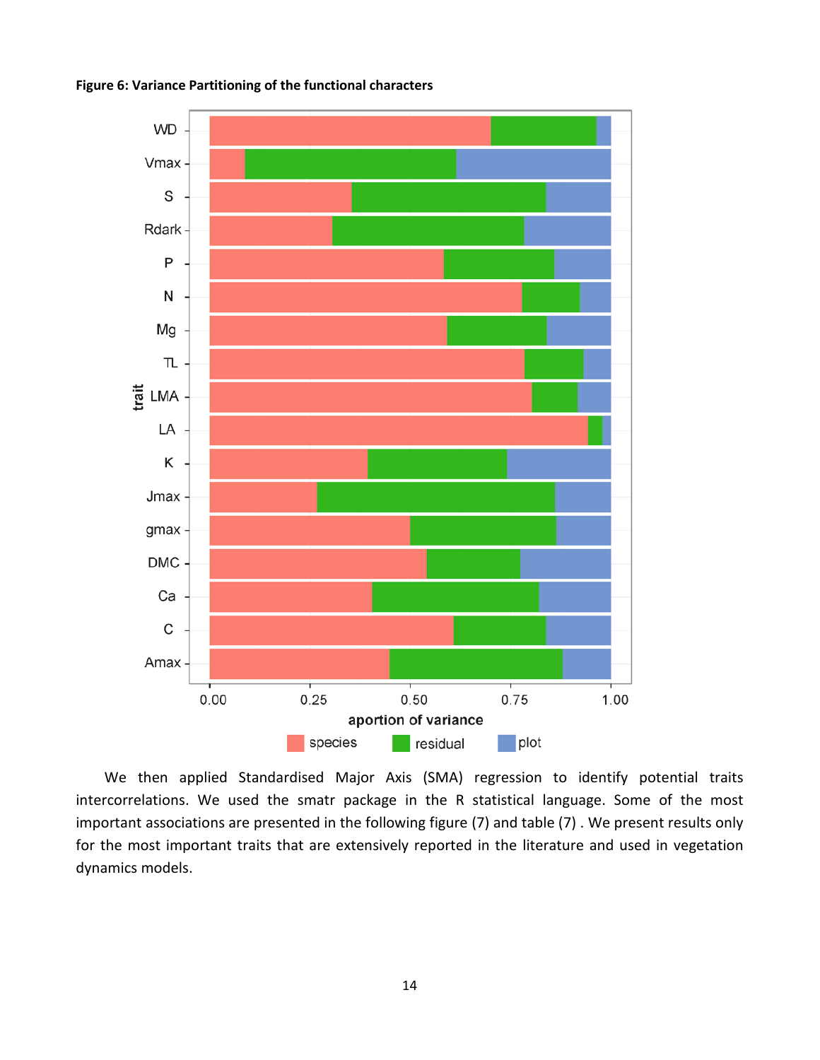**Figure 6: Variance Partitioning of the functional characters**

We then applied Standardised Major Axis (SMA) regression to identify potential traits intercorrelations. We used the smatr package in the R statistical language. Some of the most important associations are presented in the following figure (7) and table (7) . We present results only for the most important traits that are extensively reported in the literature and used in vegetation dynamics models.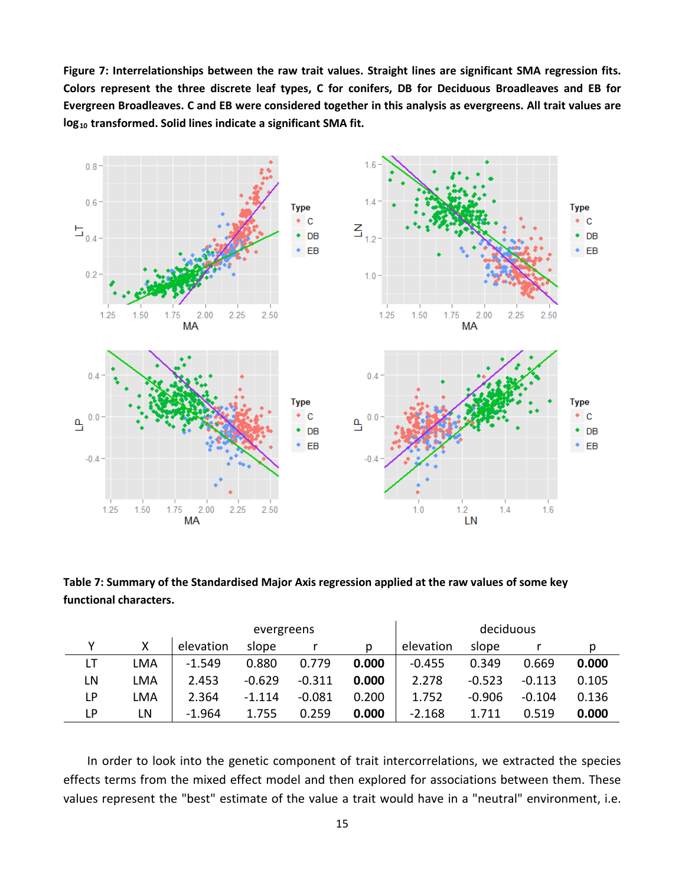**Figure 7: Interrelationships between the raw trait values. Straight lines are significant SMA regression fits. Colors represent the three discrete leaf types, C for conifers, DB for Deciduous Broadleaves and EB for Evergreen Broadleaves. C and EB were considered together in this analysis as evergreens. All trait values are $\log_{10}$ transformed. Solid lines indicate a significant SMA fit.**

**Table 7: Summary of the Standardised Major Axis regression applied at the raw values of some key functional characters.**

| | | evergreens | | | | deciduous | | | |
|---|---|---|---|---|---|---|---|---|---|
| Y | X | elevation | slope | r | p | elevation | slope | r | p |
| LT | LMA | -1.549 | 0.880 | 0.779 | **0.000** | -0.455 | 0.349 | 0.669 | **0.000** |
| LN | LMA | 2.453 | -0.629 | -0.311 | **0.000** | 2.278 | -0.523 | -0.113 | 0.105 |
| LP | LMA | 2.364 | -1.114 | -0.081 | 0.200 | 1.752 | -0.906 | -0.104 | 0.136 |
| LP | LN | -1.964 | 1.755 | 0.259 | **0.000** | -2.168 | 1.711 | 0.519 | **0.000** |

In order to look into the genetic component of trait intercorrelations, we extracted the species effects terms from the mixed effect model and then explored for associations between them. These values represent the "best" estimate of the value a trait would have in a "neutral" environment, i.e.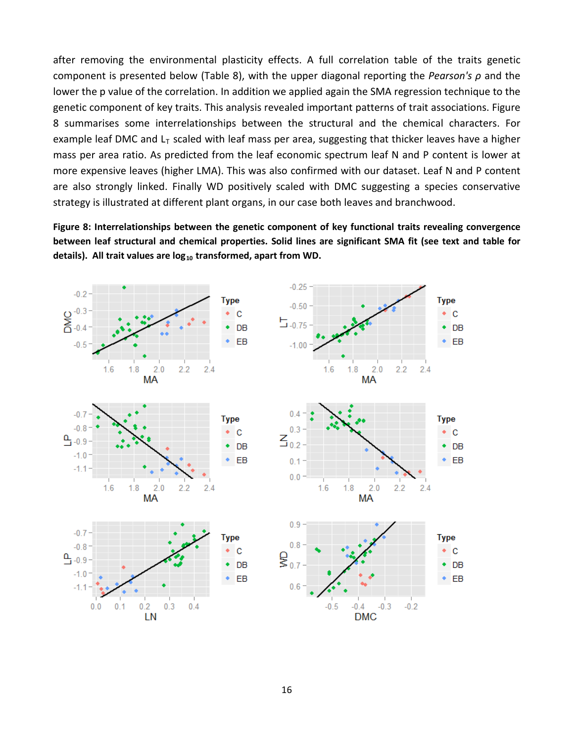after removing the environmental plasticity effects. A full correlation table of the traits genetic component is presented below (Table 8), with the upper diagonal reporting the *Pearson's ρ* and the lower the p value of the correlation. In addition we applied again the SMA regression technique to the genetic component of key traits. This analysis revealed important patterns of trait associations. Figure 8 summarises some interrelationships between the structural and the chemical characters. For example leaf DMC and $L_T$ scaled with leaf mass per area, suggesting that thicker leaves have a higher mass per area ratio. As predicted from the leaf economic spectrum leaf N and P content is lower at more expensive leaves (higher LMA). This was also confirmed with our dataset. Leaf N and P content are also strongly linked. Finally WD positively scaled with DMC suggesting a species conservative strategy is illustrated at different plant organs, in our case both leaves and branchwood.

**Figure 8: Interrelationships between the genetic component of key functional traits revealing convergence between leaf structural and chemical properties. Solid lines are significant SMA fit (see text and table for details). All trait values are $log_{10}$ transformed, apart from WD.**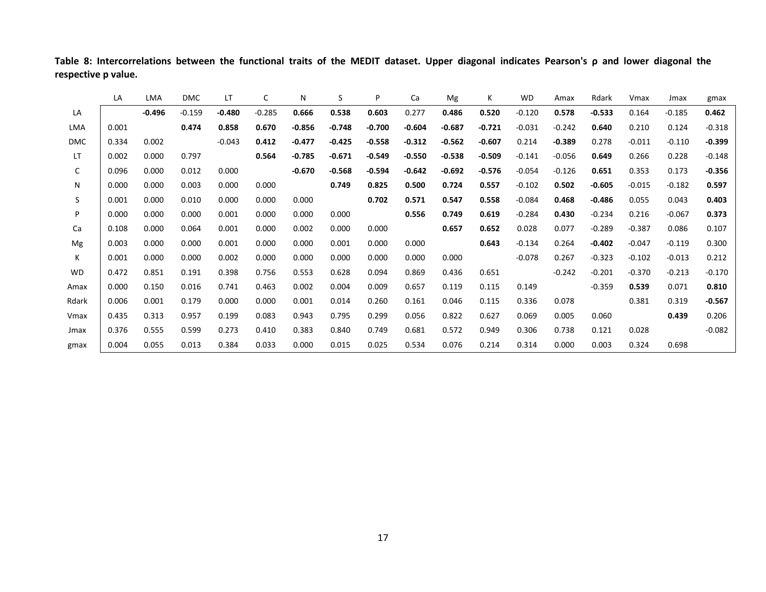**Table 8: Intercorrelations between the functional traits of the MEDIT dataset. Upper diagonal indicates Pearson's ρ and lower diagonal the respective p value.**

| | LA | LMA | DMC | LT | C | N | S | P | Ca | Mg | K | WD | Amax | Rdark | Vmax | Jmax | gmax |
|---|---|---|---|---|---|---|---|---|---|---|---|---|---|---|---|---|---|
| LA | | **-0.496** | -0.159 | **-0.480** | -0.285 | **0.666** | **0.538** | **0.603** | 0.277 | **0.486** | **0.520** | -0.120 | **0.578** | **-0.533** | 0.164 | -0.185 | **0.462** |
| LMA | 0.001 | | **0.474** | **0.858** | **0.670** | **-0.856** | **-0.748** | **-0.700** | **-0.604** | **-0.687** | **-0.721** | -0.031 | -0.242 | **0.640** | 0.210 | 0.124 | -0.318 |
| DMC | 0.334 | 0.002 | | -0.043 | **0.412** | **-0.477** | **-0.425** | **-0.558** | **-0.312** | **-0.562** | **-0.607** | 0.214 | **-0.389** | 0.278 | -0.011 | -0.110 | **-0.399** |
| LT | 0.002 | 0.000 | 0.797 | | **0.564** | **-0.785** | **-0.671** | **-0.549** | **-0.550** | **-0.538** | **-0.509** | -0.141 | -0.056 | **0.649** | 0.266 | 0.228 | -0.148 |
| C | 0.096 | 0.000 | 0.012 | 0.000 | | **-0.670** | **-0.568** | **-0.594** | **-0.642** | **-0.692** | **-0.576** | -0.054 | -0.126 | **0.651** | 0.353 | 0.173 | **-0.356** |
| N | 0.000 | 0.000 | 0.003 | 0.000 | 0.000 | | **0.749** | **0.825** | **0.500** | **0.724** | **0.557** | -0.102 | **0.502** | **-0.605** | -0.015 | -0.182 | **0.597** |
| S | 0.001 | 0.000 | 0.010 | 0.000 | 0.000 | 0.000 | | **0.702** | **0.571** | **0.547** | **0.558** | -0.084 | **0.468** | **-0.486** | 0.055 | 0.043 | **0.403** |
| P | 0.000 | 0.000 | 0.000 | 0.001 | 0.000 | 0.000 | 0.000 | | **0.556** | **0.749** | **0.619** | -0.284 | **0.430** | -0.234 | 0.216 | -0.067 | **0.373** |
| Ca | 0.108 | 0.000 | 0.064 | 0.001 | 0.000 | 0.002 | 0.000 | 0.000 | | **0.657** | **0.652** | 0.028 | 0.077 | -0.289 | -0.387 | 0.086 | 0.107 |
| Mg | 0.003 | 0.000 | 0.000 | 0.001 | 0.000 | 0.000 | 0.001 | 0.000 | 0.000 | | **0.643** | -0.134 | 0.264 | **-0.402** | -0.047 | -0.119 | 0.300 |
| K | 0.001 | 0.000 | 0.000 | 0.002 | 0.000 | 0.000 | 0.000 | 0.000 | 0.000 | 0.000 | | -0.078 | 0.267 | -0.323 | -0.102 | -0.013 | 0.212 |
| WD | 0.472 | 0.851 | 0.191 | 0.398 | 0.756 | 0.553 | 0.628 | 0.094 | 0.869 | 0.436 | 0.651 | | -0.242 | -0.201 | -0.370 | -0.213 | -0.170 |
| Amax | 0.000 | 0.150 | 0.016 | 0.741 | 0.463 | 0.002 | 0.004 | 0.009 | 0.657 | 0.119 | 0.115 | 0.149 | | -0.359 | **0.539** | 0.071 | **0.810** |
| Rdark | 0.006 | 0.001 | 0.179 | 0.000 | 0.000 | 0.001 | 0.014 | 0.260 | 0.161 | 0.046 | 0.115 | 0.336 | 0.078 | | 0.381 | 0.319 | **-0.567** |
| Vmax | 0.435 | 0.313 | 0.957 | 0.199 | 0.083 | 0.943 | 0.795 | 0.299 | 0.056 | 0.822 | 0.627 | 0.069 | 0.005 | 0.060 | | **0.439** | 0.206 |
| Jmax | 0.376 | 0.555 | 0.599 | 0.273 | 0.410 | 0.383 | 0.840 | 0.749 | 0.681 | 0.572 | 0.949 | 0.306 | 0.738 | 0.121 | 0.028 | | -0.082 |
| gmax | 0.004 | 0.055 | 0.013 | 0.384 | 0.033 | 0.000 | 0.015 | 0.025 | 0.534 | 0.076 | 0.214 | 0.314 | 0.000 | 0.003 | 0.324 | 0.698 | |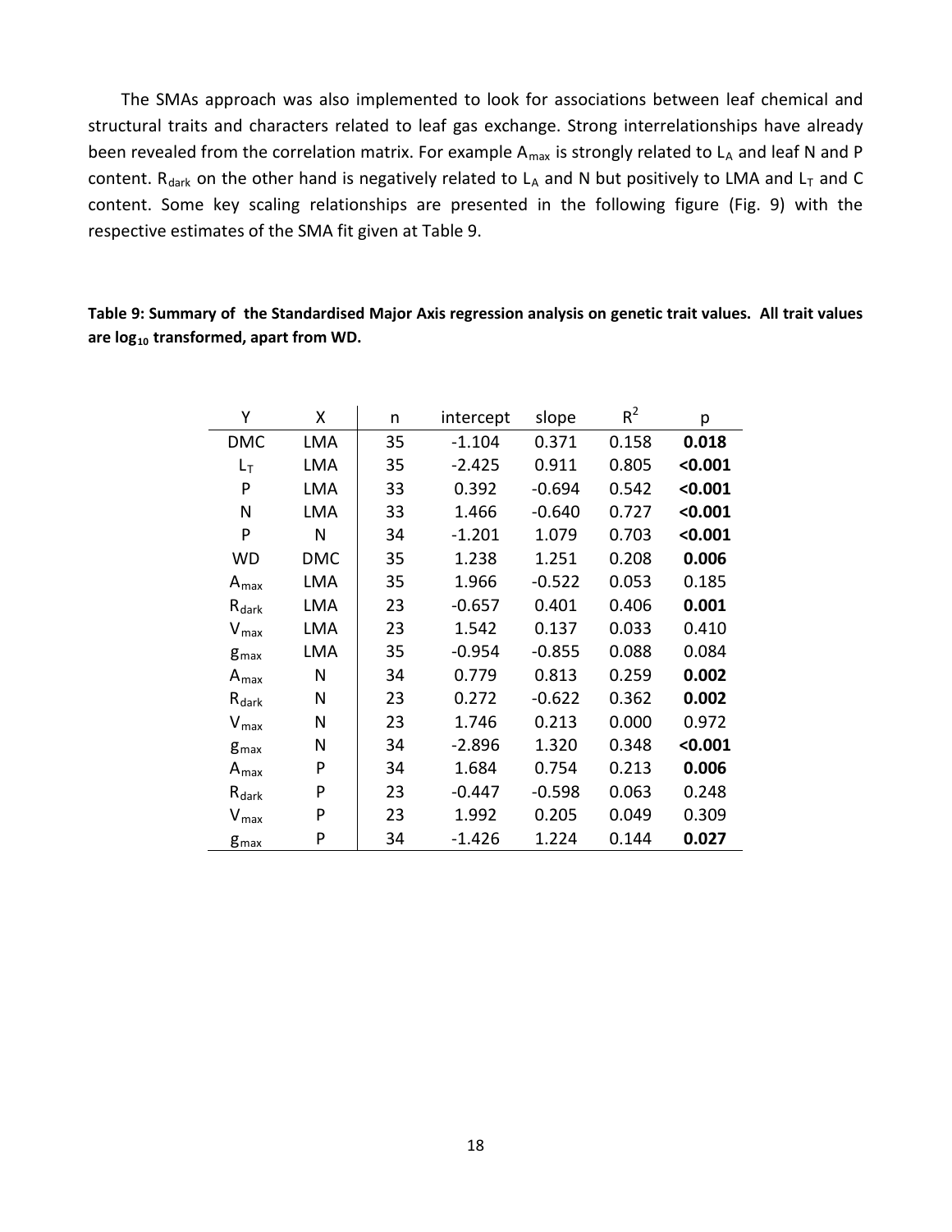The SMAs approach was also implemented to look for associations between leaf chemical and structural traits and characters related to leaf gas exchange. Strong interrelationships have already been revealed from the correlation matrix. For example $A_{max}$ is strongly related to $L_A$ and leaf N and P content. $R_{dark}$ on the other hand is negatively related to $L_A$ and N but positively to LMA and $L_T$ and C content. Some key scaling relationships are presented in the following figure (Fig. 9) with the respective estimates of the SMA fit given at Table 9.

**Table 9: Summary of the Standardised Major Axis regression analysis on genetic trait values. All trait values are $\log_{10}$ transformed, apart from WD.**

| Y | X | n | intercept | slope | $R^2$ | p |
|---|---|---|---|---|---|---|
| DMC | LMA | 35 | -1.104 | 0.371 | 0.158 | **0.018** |
| $L_T$ | LMA | 35 | -2.425 | 0.911 | 0.805 | **<0.001** |
| P | LMA | 33 | 0.392 | -0.694 | 0.542 | **<0.001** |
| N | LMA | 33 | 1.466 | -0.640 | 0.727 | **<0.001** |
| P | N | 34 | -1.201 | 1.079 | 0.703 | **<0.001** |
| WD | DMC | 35 | 1.238 | 1.251 | 0.208 | **0.006** |
| $A_{max}$ | LMA | 35 | 1.966 | -0.522 | 0.053 | 0.185 |
| $R_{dark}$ | LMA | 23 | -0.657 | 0.401 | 0.406 | **0.001** |
| $V_{max}$ | LMA | 23 | 1.542 | 0.137 | 0.033 | 0.410 |
| $g_{max}$ | LMA | 35 | -0.954 | -0.855 | 0.088 | 0.084 |
| $A_{max}$ | N | 34 | 0.779 | 0.813 | 0.259 | **0.002** |
| $R_{dark}$ | N | 23 | 0.272 | -0.622 | 0.362 | **0.002** |
| $V_{max}$ | N | 23 | 1.746 | 0.213 | 0.000 | 0.972 |
| $g_{max}$ | N | 34 | -2.896 | 1.320 | 0.348 | **<0.001** |
| $A_{max}$ | P | 34 | 1.684 | 0.754 | 0.213 | **0.006** |
| $R_{dark}$ | P | 23 | -0.447 | -0.598 | 0.063 | 0.248 |
| $V_{max}$ | P | 23 | 1.992 | 0.205 | 0.049 | 0.309 |
| $g_{max}$ | P | 34 | -1.426 | 1.224 | 0.144 | **0.027** |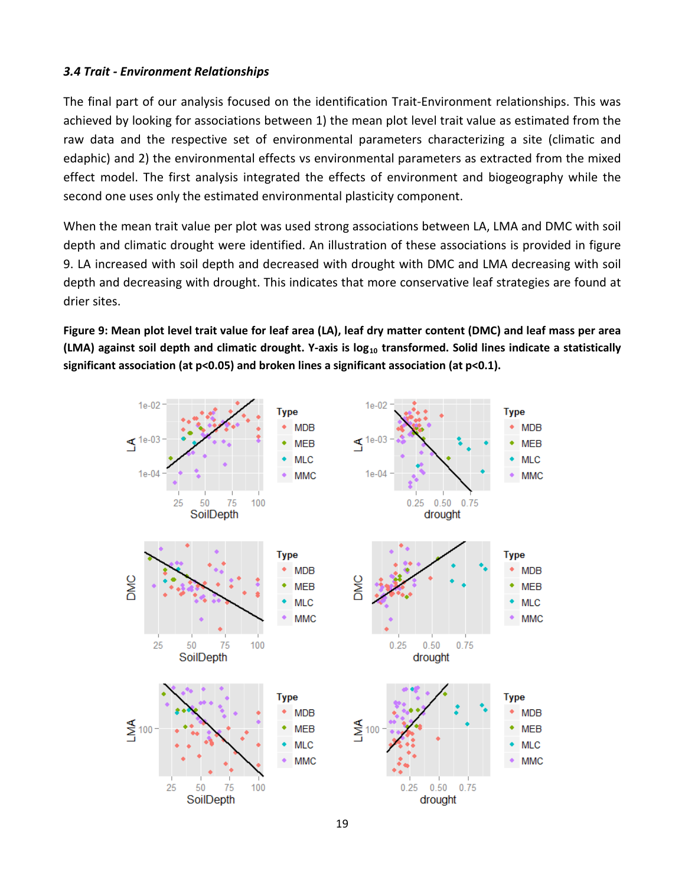*3.4 Trait - Environment Relationships*

The final part of our analysis focused on the identification Trait-Environment relationships. This was achieved by looking for associations between 1) the mean plot level trait value as estimated from the raw data and the respective set of environmental parameters characterizing a site (climatic and edaphic) and 2) the environmental effects vs environmental parameters as extracted from the mixed effect model. The first analysis integrated the effects of environment and biogeography while the second one uses only the estimated environmental plasticity component.

When the mean trait value per plot was used strong associations between LA, LMA and DMC with soil depth and climatic drought were identified. An illustration of these associations is provided in figure 9. LA increased with soil depth and decreased with drought with DMC and LMA decreasing with soil depth and decreasing with drought. This indicates that more conservative leaf strategies are found at drier sites.

**Figure 9: Mean plot level trait value for leaf area (LA), leaf dry matter content (DMC) and leaf mass per area (LMA) against soil depth and climatic drought. Y-axis is $\log_{10}$ transformed. Solid lines indicate a statistically significant association (at $p<0.05$) and broken lines a significant association (at $p<0.1$).**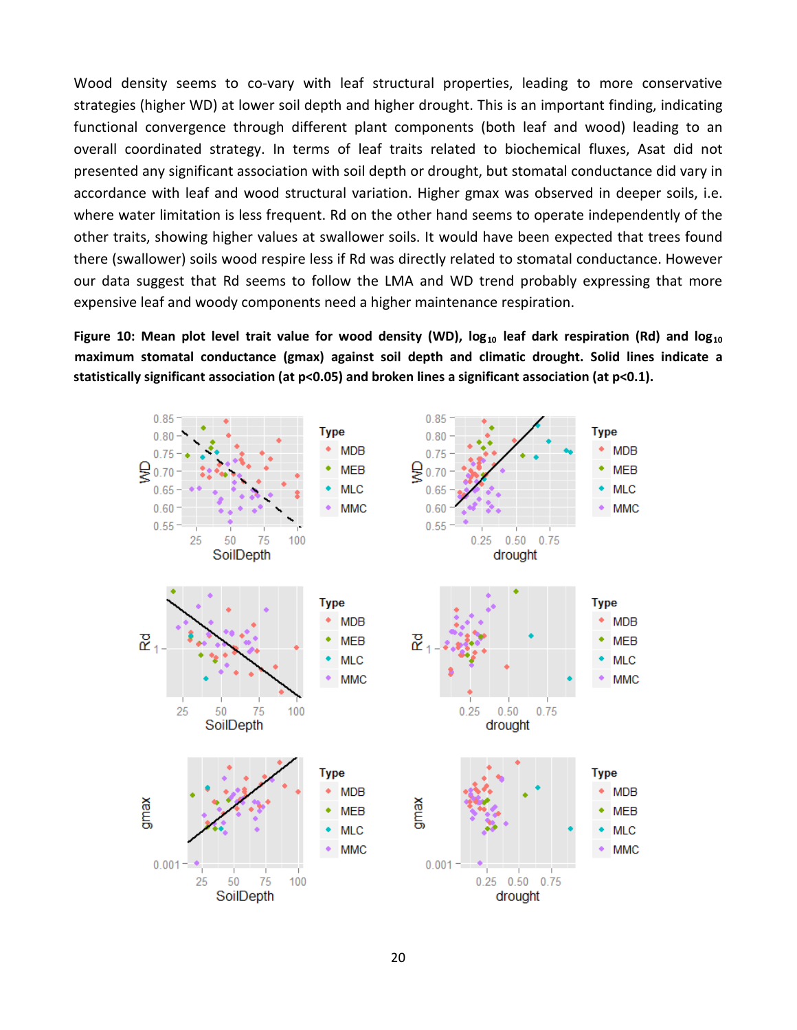Wood density seems to co-vary with leaf structural properties, leading to more conservative strategies (higher WD) at lower soil depth and higher drought. This is an important finding, indicating functional convergence through different plant components (both leaf and wood) leading to an overall coordinated strategy. In terms of leaf traits related to biochemical fluxes, Asat did not presented any significant association with soil depth or drought, but stomatal conductance did vary in accordance with leaf and wood structural variation. Higher gmax was observed in deeper soils, i.e. where water limitation is less frequent. Rd on the other hand seems to operate independently of the other traits, showing higher values at swallower soils. It would have been expected that trees found there (swallower) soils wood respire less if Rd was directly related to stomatal conductance. However our data suggest that Rd seems to follow the LMA and WD trend probably expressing that more expensive leaf and woody components need a higher maintenance respiration.

**Figure 10: Mean plot level trait value for wood density (WD), $\log_{10}$ leaf dark respiration (Rd) and $\log_{10}$ maximum stomatal conductance (gmax) against soil depth and climatic drought. Solid lines indicate a statistically significant association (at p<0.05) and broken lines a significant association (at p<0.1).**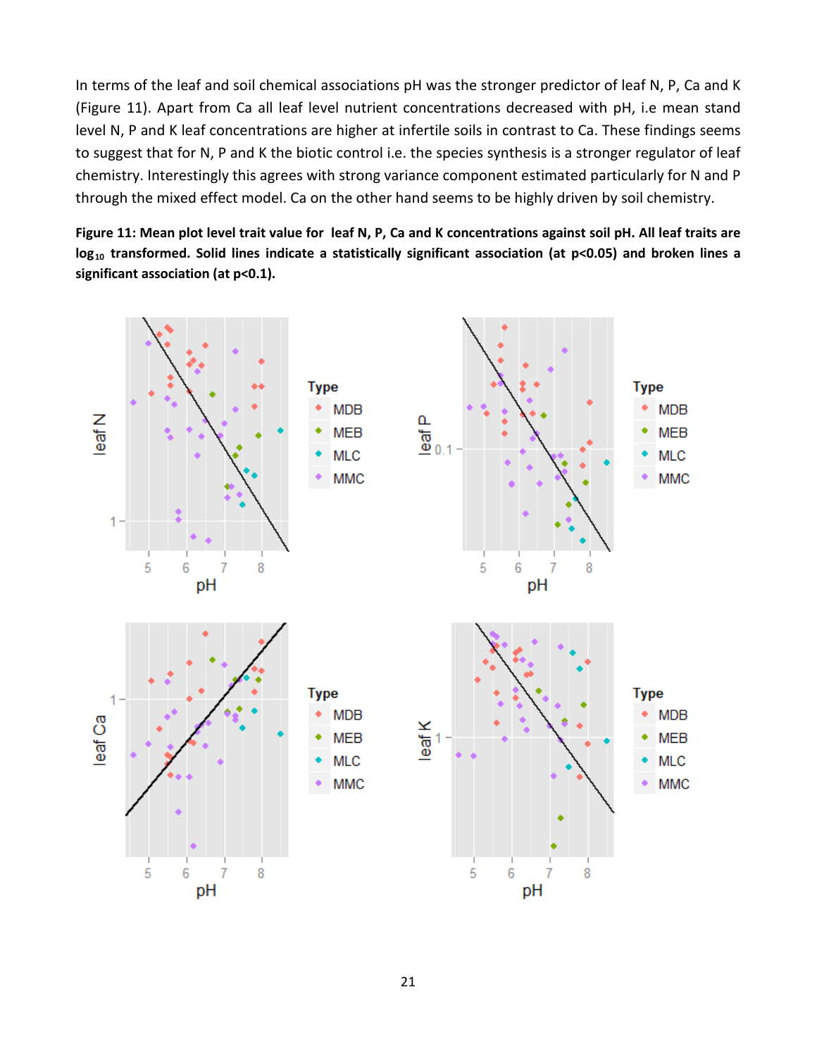In terms of the leaf and soil chemical associations pH was the stronger predictor of leaf N, P, Ca and K (Figure 11). Apart from Ca all leaf level nutrient concentrations decreased with pH, i.e mean stand level N, P and K leaf concentrations are higher at infertile soils in contrast to Ca. These findings seems to suggest that for N, P and K the biotic control i.e. the species synthesis is a stronger regulator of leaf chemistry. Interestingly this agrees with strong variance component estimated particularly for N and P through the mixed effect model. Ca on the other hand seems to be highly driven by soil chemistry.

**Figure 11: Mean plot level trait value for leaf N, P, Ca and K concentrations against soil pH. All leaf traits are $\log_{10}$ transformed. Solid lines indicate a statistically significant association (at p<0.05) and broken lines a significant association (at p<0.1).**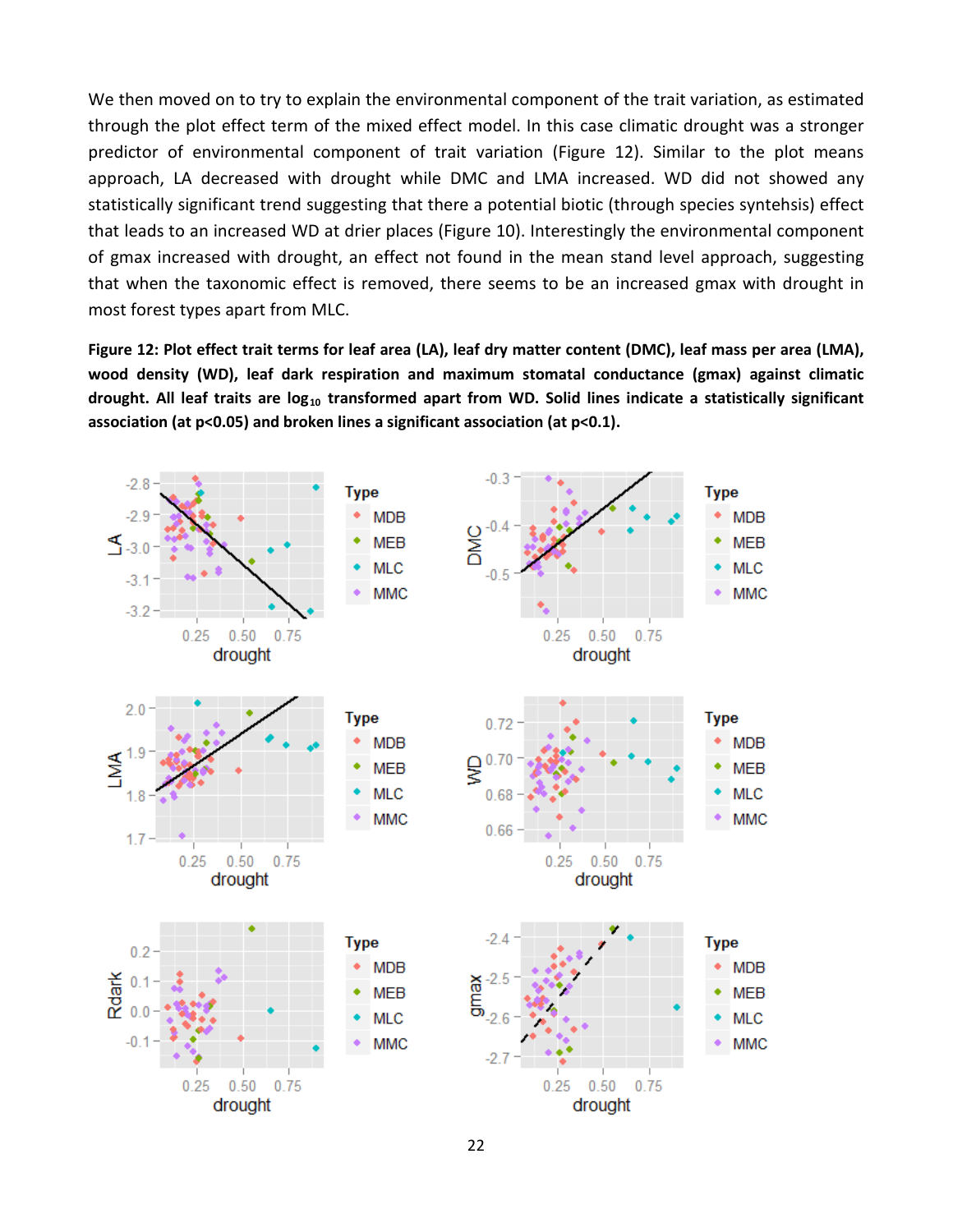We then moved on to try to explain the environmental component of the trait variation, as estimated through the plot effect term of the mixed effect model. In this case climatic drought was a stronger predictor of environmental component of trait variation (Figure 12). Similar to the plot means approach, LA decreased with drought while DMC and LMA increased. WD did not showed any statistically significant trend suggesting that there a potential biotic (through species syntehsis) effect that leads to an increased WD at drier places (Figure 10). Interestingly the environmental component of gmax increased with drought, an effect not found in the mean stand level approach, suggesting that when the taxonomic effect is removed, there seems to be an increased gmax with drought in most forest types apart from MLC.

**Figure 12: Plot effect trait terms for leaf area (LA), leaf dry matter content (DMC), leaf mass per area (LMA), wood density (WD), leaf dark respiration and maximum stomatal conductance (gmax) against climatic drought. All leaf traits are $\log_{10}$ transformed apart from WD. Solid lines indicate a statistically significant association (at p<0.05) and broken lines a significant association (at p<0.1).**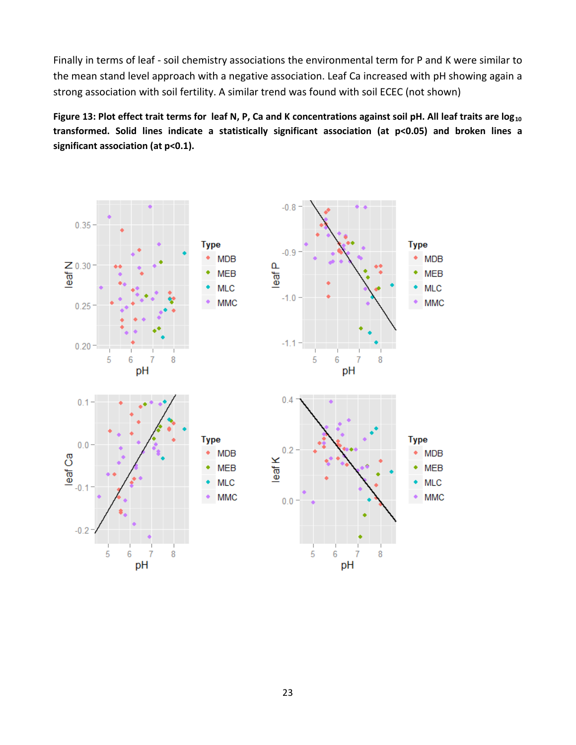Finally in terms of leaf - soil chemistry associations the environmental term for P and K were similar to the mean stand level approach with a negative association. Leaf Ca increased with pH showing again a strong association with soil fertility. A similar trend was found with soil ECEC (not shown)

**Figure 13: Plot effect trait terms for leaf N, P, Ca and K concentrations against soil pH. All leaf traits are $\log_{10}$ transformed. Solid lines indicate a statistically significant association (at $p<0.05$) and broken lines a significant association (at $p<0.1$).**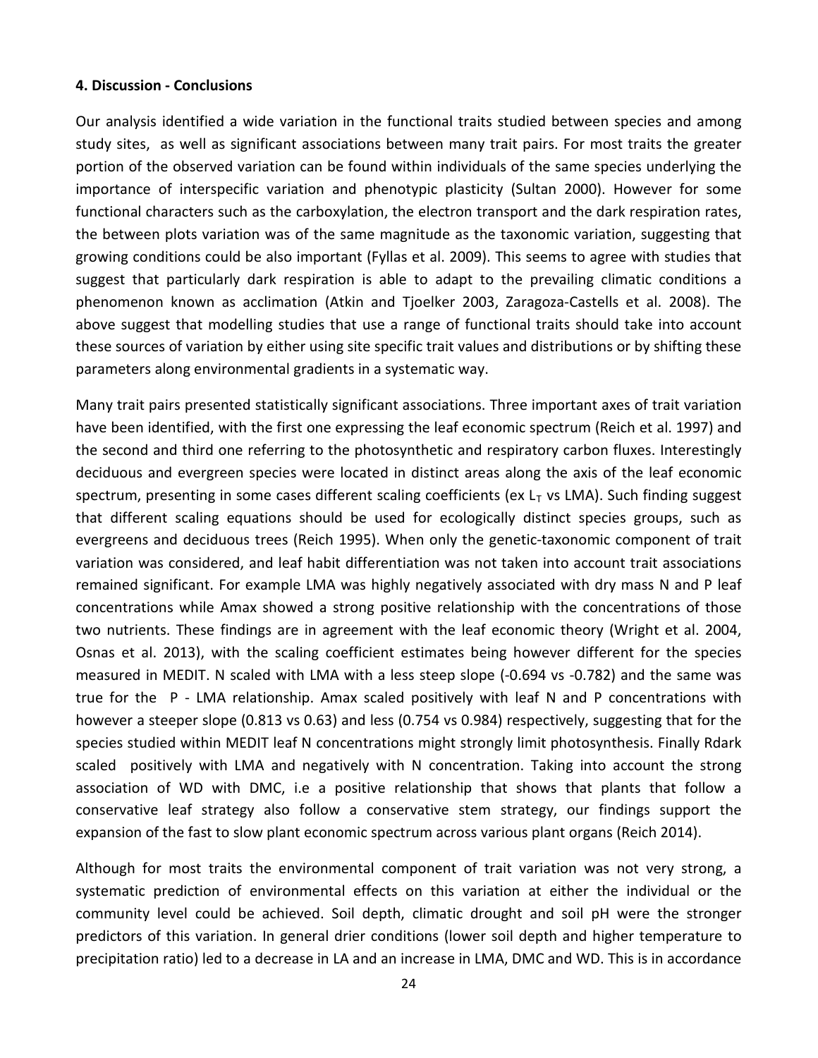#### 4. Discussion - Conclusions

Our analysis identified a wide variation in the functional traits studied between species and among study sites, as well as significant associations between many trait pairs. For most traits the greater portion of the observed variation can be found within individuals of the same species underlying the importance of interspecific variation and phenotypic plasticity (Sultan 2000). However for some functional characters such as the carboxylation, the electron transport and the dark respiration rates, the between plots variation was of the same magnitude as the taxonomic variation, suggesting that growing conditions could be also important (Fyllas et al. 2009). This seems to agree with studies that suggest that particularly dark respiration is able to adapt to the prevailing climatic conditions a phenomenon known as acclimation (Atkin and Tjoelker 2003, Zaragoza-Castells et al. 2008). The above suggest that modelling studies that use a range of functional traits should take into account these sources of variation by either using site specific trait values and distributions or by shifting these parameters along environmental gradients in a systematic way.

Many trait pairs presented statistically significant associations. Three important axes of trait variation have been identified, with the first one expressing the leaf economic spectrum (Reich et al. 1997) and the second and third one referring to the photosynthetic and respiratory carbon fluxes. Interestingly deciduous and evergreen species were located in distinct areas along the axis of the leaf economic spectrum, presenting in some cases different scaling coefficients (ex $L_T$ vs LMA). Such finding suggest that different scaling equations should be used for ecologically distinct species groups, such as evergreens and deciduous trees (Reich 1995). When only the genetic-taxonomic component of trait variation was considered, and leaf habit differentiation was not taken into account trait associations remained significant. For example LMA was highly negatively associated with dry mass N and P leaf concentrations while Amax showed a strong positive relationship with the concentrations of those two nutrients. These findings are in agreement with the leaf economic theory (Wright et al. 2004, Osnas et al. 2013), with the scaling coefficient estimates being however different for the species measured in MEDIT. N scaled with LMA with a less steep slope (-0.694 vs -0.782) and the same was true for the P - LMA relationship. Amax scaled positively with leaf N and P concentrations with however a steeper slope (0.813 vs 0.63) and less (0.754 vs 0.984) respectively, suggesting that for the species studied within MEDIT leaf N concentrations might strongly limit photosynthesis. Finally Rdark scaled positively with LMA and negatively with N concentration. Taking into account the strong association of WD with DMC, i.e a positive relationship that shows that plants that follow a conservative leaf strategy also follow a conservative stem strategy, our findings support the expansion of the fast to slow plant economic spectrum across various plant organs (Reich 2014).

Although for most traits the environmental component of trait variation was not very strong, a systematic prediction of environmental effects on this variation at either the individual or the community level could be achieved. Soil depth, climatic drought and soil pH were the stronger predictors of this variation. In general drier conditions (lower soil depth and higher temperature to precipitation ratio) led to a decrease in LA and an increase in LMA, DMC and WD. This is in accordance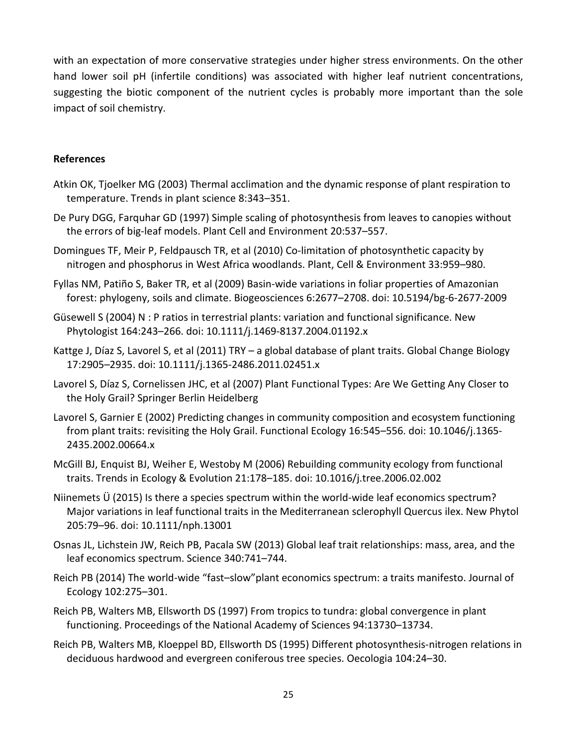with an expectation of more conservative strategies under higher stress environments. On the other hand lower soil pH (infertile conditions) was associated with higher leaf nutrient concentrations, suggesting the biotic component of the nutrient cycles is probably more important than the sole impact of soil chemistry.

## References

Atkin OK, Tjoelker MG (2003) Thermal acclimation and the dynamic response of plant respiration to temperature. Trends in plant science 8:343–351.

De Pury DGG, Farquhar GD (1997) Simple scaling of photosynthesis from leaves to canopies without the errors of big-leaf models. Plant Cell and Environment 20:537–557.

Domingues TF, Meir P, Feldpausch TR, et al (2010) Co-limitation of photosynthetic capacity by nitrogen and phosphorus in West Africa woodlands. Plant, Cell & Environment 33:959–980.

Fyllas NM, Patiño S, Baker TR, et al (2009) Basin-wide variations in foliar properties of Amazonian forest: phylogeny, soils and climate. Biogeosciences 6:2677–2708. doi: 10.5194/bg-6-2677-2009

Güsewell S (2004) N : P ratios in terrestrial plants: variation and functional significance. New Phytologist 164:243–266. doi: 10.1111/j.1469-8137.2004.01192.x

Kattge J, Díaz S, Lavorel S, et al (2011) TRY – a global database of plant traits. Global Change Biology 17:2905–2935. doi: 10.1111/j.1365-2486.2011.02451.x

Lavorel S, Díaz S, Cornelissen JHC, et al (2007) Plant Functional Types: Are We Getting Any Closer to the Holy Grail? Springer Berlin Heidelberg

Lavorel S, Garnier E (2002) Predicting changes in community composition and ecosystem functioning from plant traits: revisiting the Holy Grail. Functional Ecology 16:545–556. doi: 10.1046/j.1365-2435.2002.00664.x

McGill BJ, Enquist BJ, Weiher E, Westoby M (2006) Rebuilding community ecology from functional traits. Trends in Ecology & Evolution 21:178–185. doi: 10.1016/j.tree.2006.02.002

Niinemets Ü (2015) Is there a species spectrum within the world-wide leaf economics spectrum? Major variations in leaf functional traits in the Mediterranean sclerophyll Quercus ilex. New Phytol 205:79–96. doi: 10.1111/nph.13001

Osnas JL, Lichstein JW, Reich PB, Pacala SW (2013) Global leaf trait relationships: mass, area, and the leaf economics spectrum. Science 340:741–744.

Reich PB (2014) The world-wide “fast–slow”plant economics spectrum: a traits manifesto. Journal of Ecology 102:275–301.

Reich PB, Walters MB, Ellsworth DS (1997) From tropics to tundra: global convergence in plant functioning. Proceedings of the National Academy of Sciences 94:13730–13734.

Reich PB, Walters MB, Kloeppel BD, Ellsworth DS (1995) Different photosynthesis-nitrogen relations in deciduous hardwood and evergreen coniferous tree species. Oecologia 104:24–30.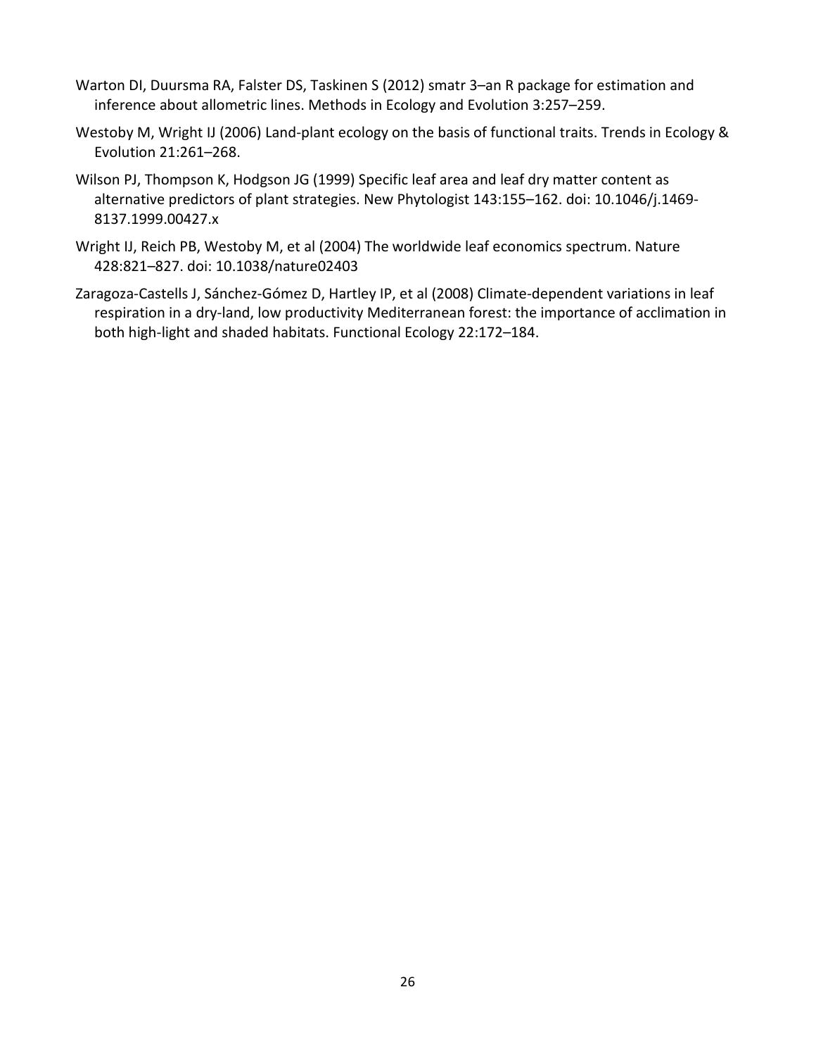Warton DI, Duursma RA, Falster DS, Taskinen S (2012) smatr 3–an R package for estimation and inference about allometric lines. Methods in Ecology and Evolution 3:257–259.

Westoby M, Wright IJ (2006) Land-plant ecology on the basis of functional traits. Trends in Ecology & Evolution 21:261–268.

Wilson PJ, Thompson K, Hodgson JG (1999) Specific leaf area and leaf dry matter content as alternative predictors of plant strategies. New Phytologist 143:155–162. doi: 10.1046/j.1469-8137.1999.00427.x

Wright IJ, Reich PB, Westoby M, et al (2004) The worldwide leaf economics spectrum. Nature 428:821–827. doi: 10.1038/nature02403

Zaragoza-Castells J, Sánchez-Gómez D, Hartley IP, et al (2008) Climate-dependent variations in leaf respiration in a dry-land, low productivity Mediterranean forest: the importance of acclimation in both high-light and shaded habitats. Functional Ecology 22:172–184.